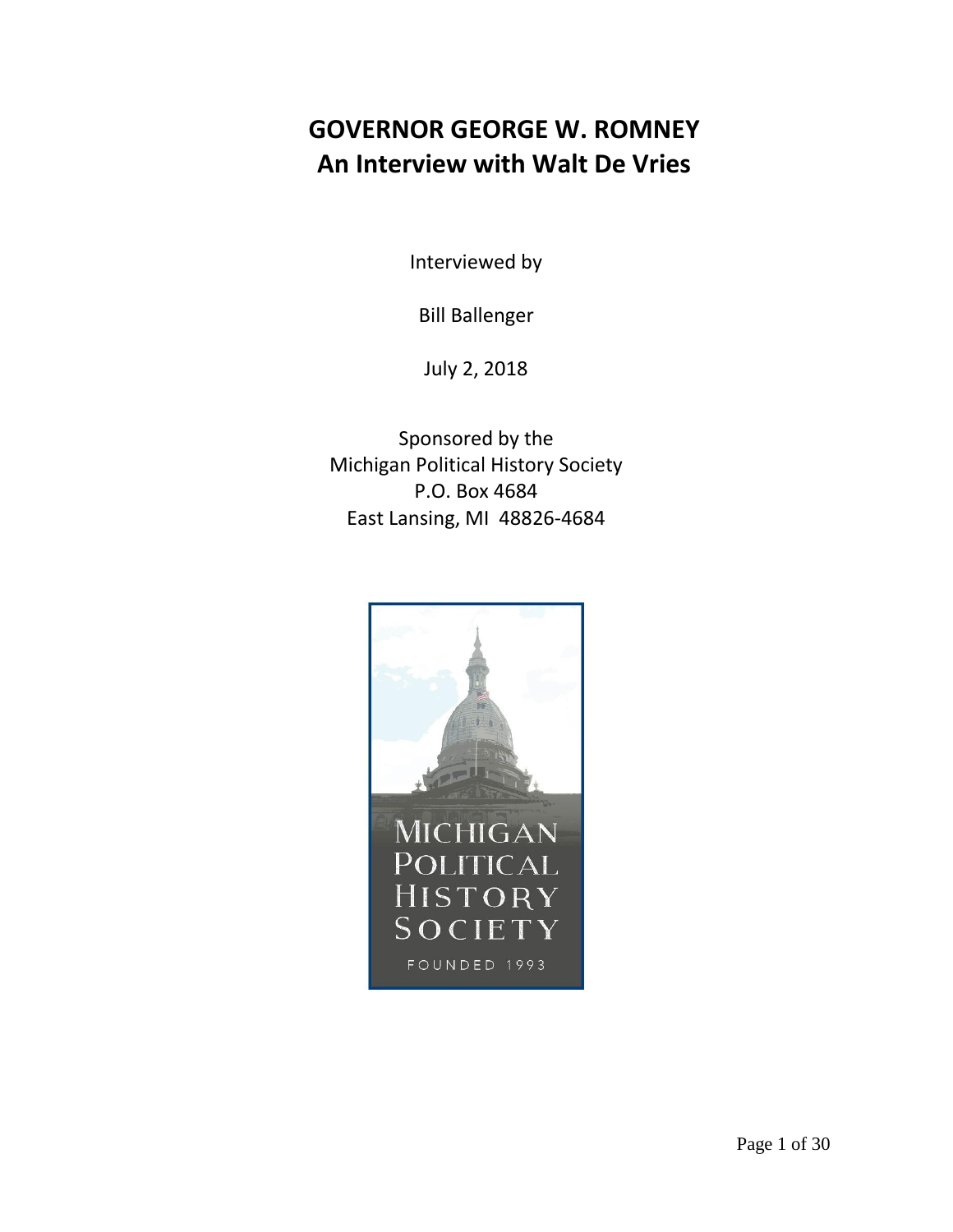# GOVERNOR GEORGE W. ROMNEY
## An Interview with Walt De Vries

Interviewed by

Bill Ballenger

July 2, 2018

Sponsored by the
Michigan Political History Society
P.O. Box 4684
East Lansing, MI 48826-4684

MICHIGAN
POLITICAL
HISTORY
SOCIETY

FOUNDED 1993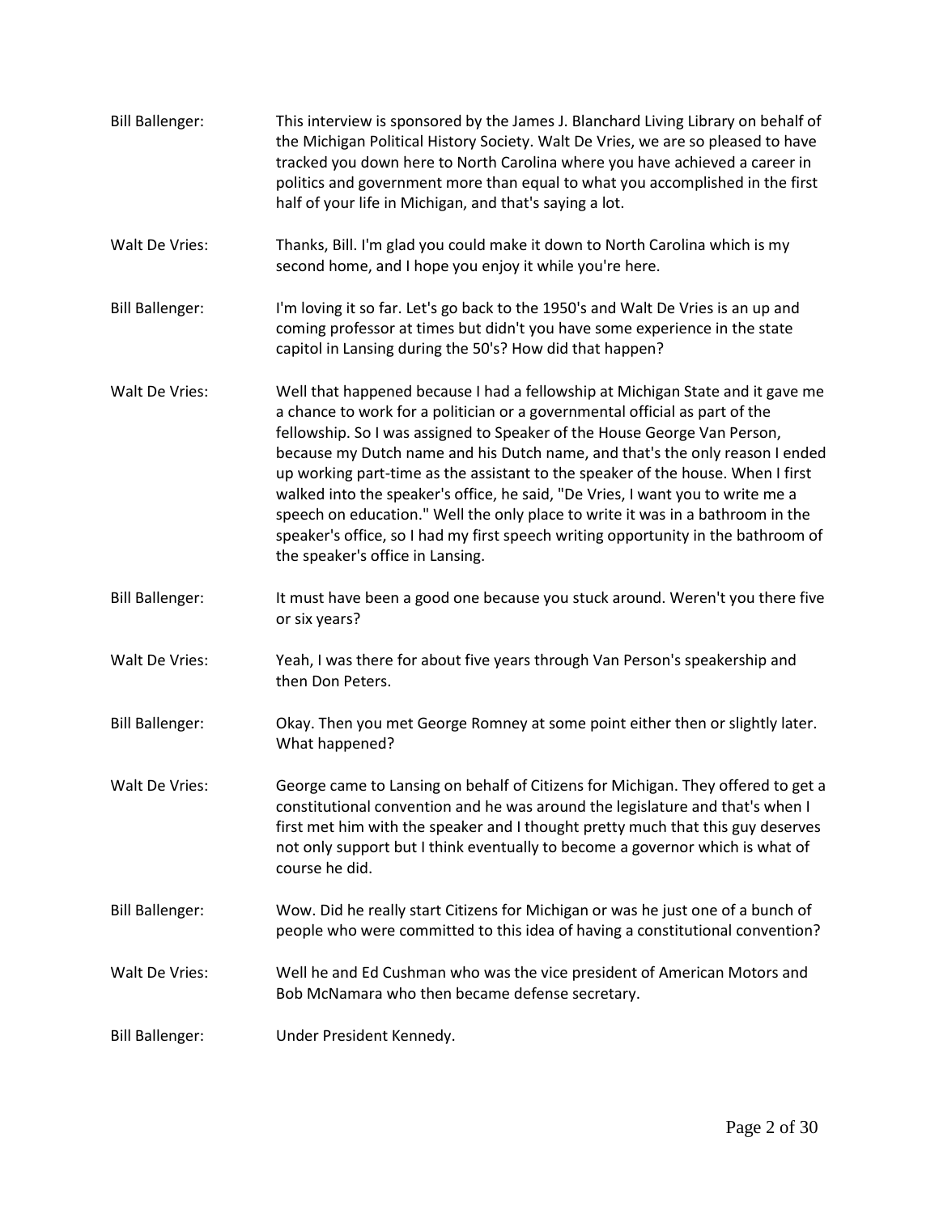**Bill Ballenger:** This interview is sponsored by the James J. Blanchard Living Library on behalf of the Michigan Political History Society. Walt De Vries, we are so pleased to have tracked you down here to North Carolina where you have achieved a career in politics and government more than equal to what you accomplished in the first half of your life in Michigan, and that's saying a lot.

**Walt De Vries:** Thanks, Bill. I'm glad you could make it down to North Carolina which is my second home, and I hope you enjoy it while you're here.

**Bill Ballenger:** I'm loving it so far. Let's go back to the 1950's and Walt De Vries is an up and coming professor at times but didn't you have some experience in the state capitol in Lansing during the 50's? How did that happen?

**Walt De Vries:** Well that happened because I had a fellowship at Michigan State and it gave me a chance to work for a politician or a governmental official as part of the fellowship. So I was assigned to Speaker of the House George Van Person, because my Dutch name and his Dutch name, and that's the only reason I ended up working part-time as the assistant to the speaker of the house. When I first walked into the speaker's office, he said, "De Vries, I want you to write me a speech on education." Well the only place to write it was in a bathroom in the speaker's office, so I had my first speech writing opportunity in the bathroom of the speaker's office in Lansing.

**Bill Ballenger:** It must have been a good one because you stuck around. Weren't you there five or six years?

**Walt De Vries:** Yeah, I was there for about five years through Van Person's speakership and then Don Peters.

**Bill Ballenger:** Okay. Then you met George Romney at some point either then or slightly later. What happened?

**Walt De Vries:** George came to Lansing on behalf of Citizens for Michigan. They offered to get a constitutional convention and he was around the legislature and that's when I first met him with the speaker and I thought pretty much that this guy deserves not only support but I think eventually to become a governor which is what of course he did.

**Bill Ballenger:** Wow. Did he really start Citizens for Michigan or was he just one of a bunch of people who were committed to this idea of having a constitutional convention?

**Walt De Vries:** Well he and Ed Cushman who was the vice president of American Motors and Bob McNamara who then became defense secretary.

**Bill Ballenger:** Under President Kennedy.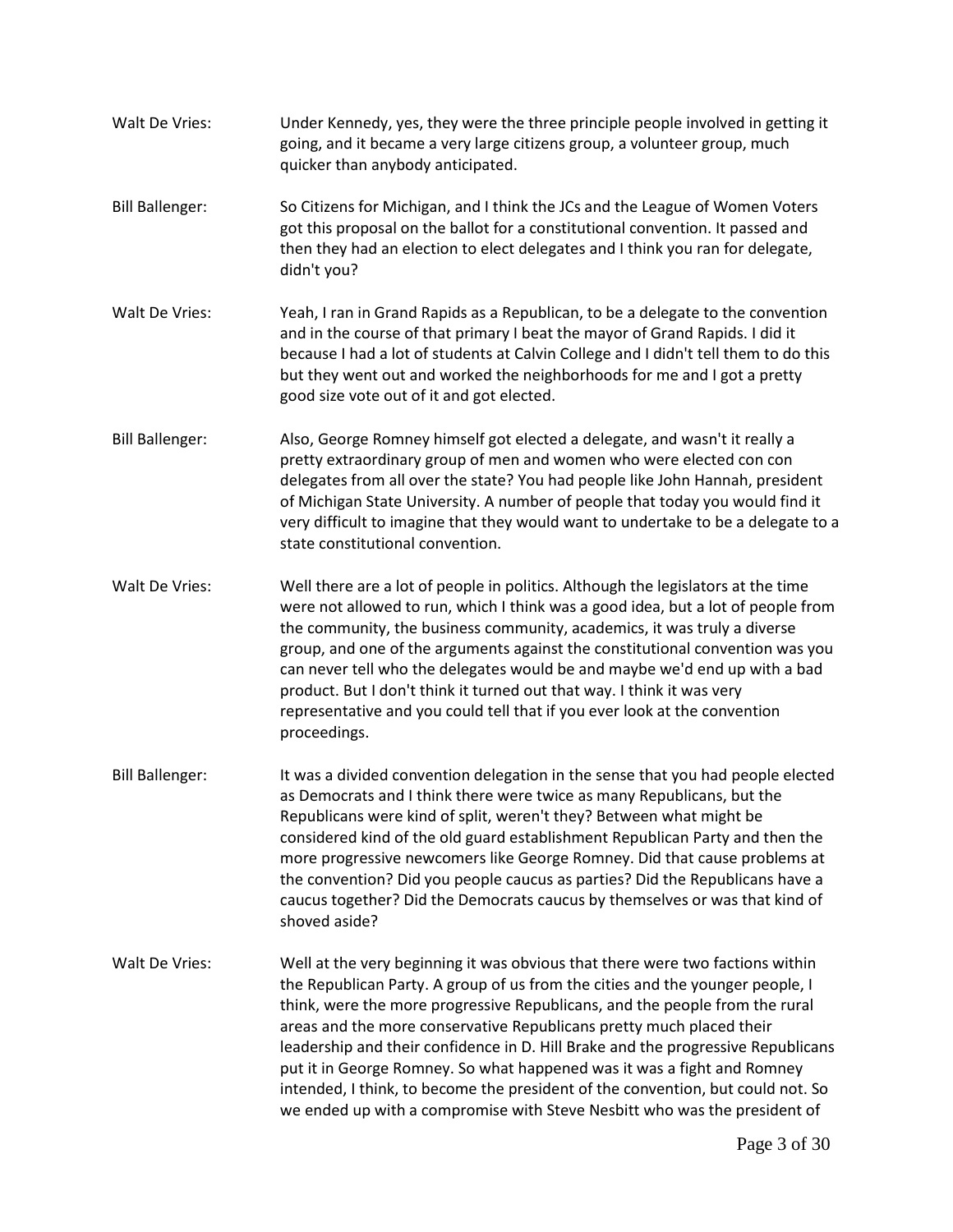**Walt De Vries:** Under Kennedy, yes, they were the three principle people involved in getting it going, and it became a very large citizens group, a volunteer group, much quicker than anybody anticipated.

**Bill Ballenger:** So Citizens for Michigan, and I think the JCs and the League of Women Voters got this proposal on the ballot for a constitutional convention. It passed and then they had an election to elect delegates and I think you ran for delegate, didn't you?

**Walt De Vries:** Yeah, I ran in Grand Rapids as a Republican, to be a delegate to the convention and in the course of that primary I beat the mayor of Grand Rapids. I did it because I had a lot of students at Calvin College and I didn't tell them to do this but they went out and worked the neighborhoods for me and I got a pretty good size vote out of it and got elected.

**Bill Ballenger:** Also, George Romney himself got elected a delegate, and wasn't it really a pretty extraordinary group of men and women who were elected con con delegates from all over the state? You had people like John Hannah, president of Michigan State University. A number of people that today you would find it very difficult to imagine that they would want to undertake to be a delegate to a state constitutional convention.

**Walt De Vries:** Well there are a lot of people in politics. Although the legislators at the time were not allowed to run, which I think was a good idea, but a lot of people from the community, the business community, academics, it was truly a diverse group, and one of the arguments against the constitutional convention was you can never tell who the delegates would be and maybe we'd end up with a bad product. But I don't think it turned out that way. I think it was very representative and you could tell that if you ever look at the convention proceedings.

**Bill Ballenger:** It was a divided convention delegation in the sense that you had people elected as Democrats and I think there were twice as many Republicans, but the Republicans were kind of split, weren't they? Between what might be considered kind of the old guard establishment Republican Party and then the more progressive newcomers like George Romney. Did that cause problems at the convention? Did you people caucus as parties? Did the Republicans have a caucus together? Did the Democrats caucus by themselves or was that kind of shoved aside?

**Walt De Vries:** Well at the very beginning it was obvious that there were two factions within the Republican Party. A group of us from the cities and the younger people, I think, were the more progressive Republicans, and the people from the rural areas and the more conservative Republicans pretty much placed their leadership and their confidence in D. Hill Brake and the progressive Republicans put it in George Romney. So what happened was it was a fight and Romney intended, I think, to become the president of the convention, but could not. So we ended up with a compromise with Steve Nesbitt who was the president of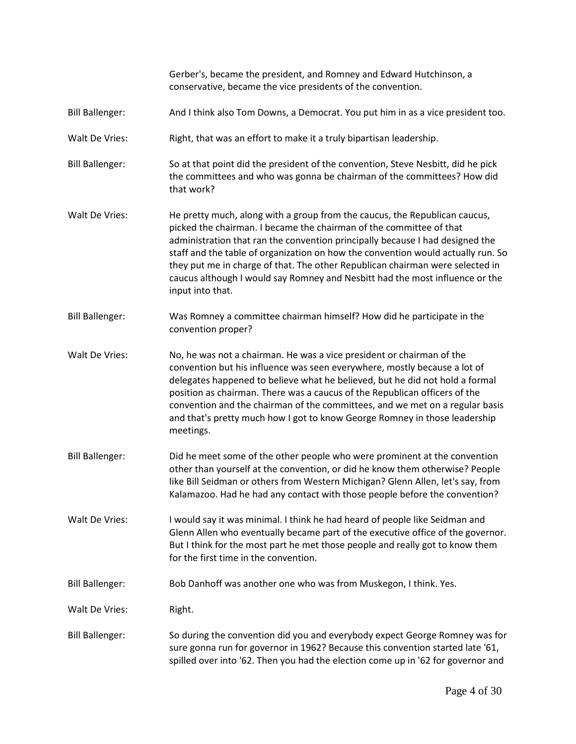Gerber's, became the president, and Romney and Edward Hutchinson, a conservative, became the vice presidents of the convention.

**Bill Ballenger:** And I think also Tom Downs, a Democrat. You put him in as a vice president too.

**Walt De Vries:** Right, that was an effort to make it a truly bipartisan leadership.

**Bill Ballenger:** So at that point did the president of the convention, Steve Nesbitt, did he pick the committees and who was gonna be chairman of the committees? How did that work?

**Walt De Vries:** He pretty much, along with a group from the caucus, the Republican caucus, picked the chairman. I became the chairman of the committee of that administration that ran the convention principally because I had designed the staff and the table of organization on how the convention would actually run. So they put me in charge of that. The other Republican chairman were selected in caucus although I would say Romney and Nesbitt had the most influence or the input into that.

**Bill Ballenger:** Was Romney a committee chairman himself? How did he participate in the convention proper?

**Walt De Vries:** No, he was not a chairman. He was a vice president or chairman of the convention but his influence was seen everywhere, mostly because a lot of delegates happened to believe what he believed, but he did not hold a formal position as chairman. There was a caucus of the Republican officers of the convention and the chairman of the committees, and we met on a regular basis and that's pretty much how I got to know George Romney in those leadership meetings.

**Bill Ballenger:** Did he meet some of the other people who were prominent at the convention other than yourself at the convention, or did he know them otherwise? People like Bill Seidman or others from Western Michigan? Glenn Allen, let's say, from Kalamazoo. Had he had any contact with those people before the convention?

**Walt De Vries:** I would say it was minimal. I think he had heard of people like Seidman and Glenn Allen who eventually became part of the executive office of the governor. But I think for the most part he met those people and really got to know them for the first time in the convention.

**Bill Ballenger:** Bob Danhoff was another one who was from Muskegon, I think. Yes.

**Walt De Vries:** Right.

**Bill Ballenger:** So during the convention did you and everybody expect George Romney was for sure gonna run for governor in 1962? Because this convention started late '61, spilled over into '62. Then you had the election come up in '62 for governor and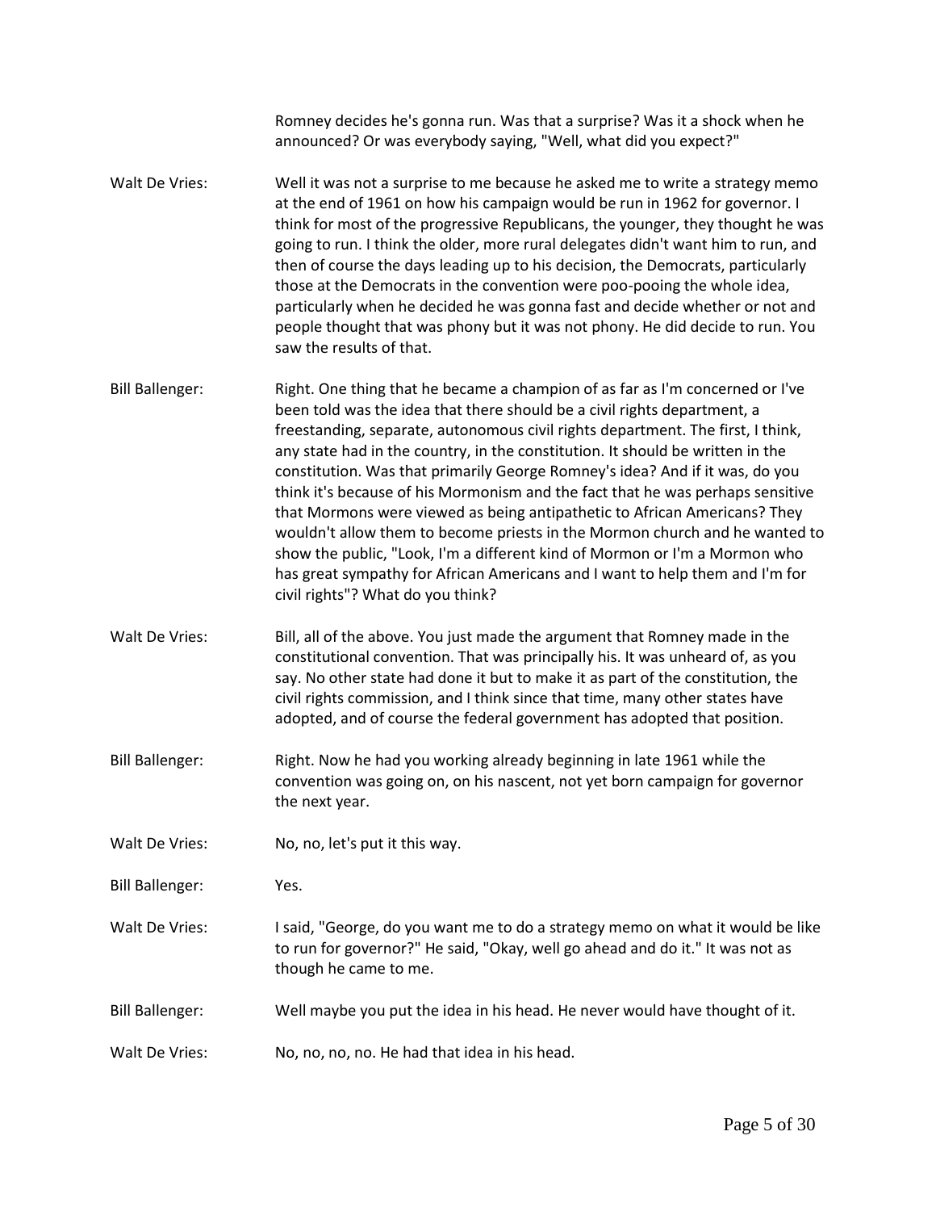Romney decides he's gonna run. Was that a surprise? Was it a shock when he announced? Or was everybody saying, "Well, what did you expect?"

**Walt De Vries:** Well it was not a surprise to me because he asked me to write a strategy memo at the end of 1961 on how his campaign would be run in 1962 for governor. I think for most of the progressive Republicans, the younger, they thought he was going to run. I think the older, more rural delegates didn't want him to run, and then of course the days leading up to his decision, the Democrats, particularly those at the Democrats in the convention were poo-pooing the whole idea, particularly when he decided he was gonna fast and decide whether or not and people thought that was phony but it was not phony. He did decide to run. You saw the results of that.

**Bill Ballenger:** Right. One thing that he became a champion of as far as I'm concerned or I've been told was the idea that there should be a civil rights department, a freestanding, separate, autonomous civil rights department. The first, I think, any state had in the country, in the constitution. It should be written in the constitution. Was that primarily George Romney's idea? And if it was, do you think it's because of his Mormonism and the fact that he was perhaps sensitive that Mormons were viewed as being antipathetic to African Americans? They wouldn't allow them to become priests in the Mormon church and he wanted to show the public, "Look, I'm a different kind of Mormon or I'm a Mormon who has great sympathy for African Americans and I want to help them and I'm for civil rights"? What do you think?

**Walt De Vries:** Bill, all of the above. You just made the argument that Romney made in the constitutional convention. That was principally his. It was unheard of, as you say. No other state had done it but to make it as part of the constitution, the civil rights commission, and I think since that time, many other states have adopted, and of course the federal government has adopted that position.

**Bill Ballenger:** Right. Now he had you working already beginning in late 1961 while the convention was going on, on his nascent, not yet born campaign for governor the next year.

**Walt De Vries:** No, no, let's put it this way.

**Bill Ballenger:** Yes.

**Walt De Vries:** I said, "George, do you want me to do a strategy memo on what it would be like to run for governor?" He said, "Okay, well go ahead and do it." It was not as though he came to me.

**Bill Ballenger:** Well maybe you put the idea in his head. He never would have thought of it.

**Walt De Vries:** No, no, no, no. He had that idea in his head.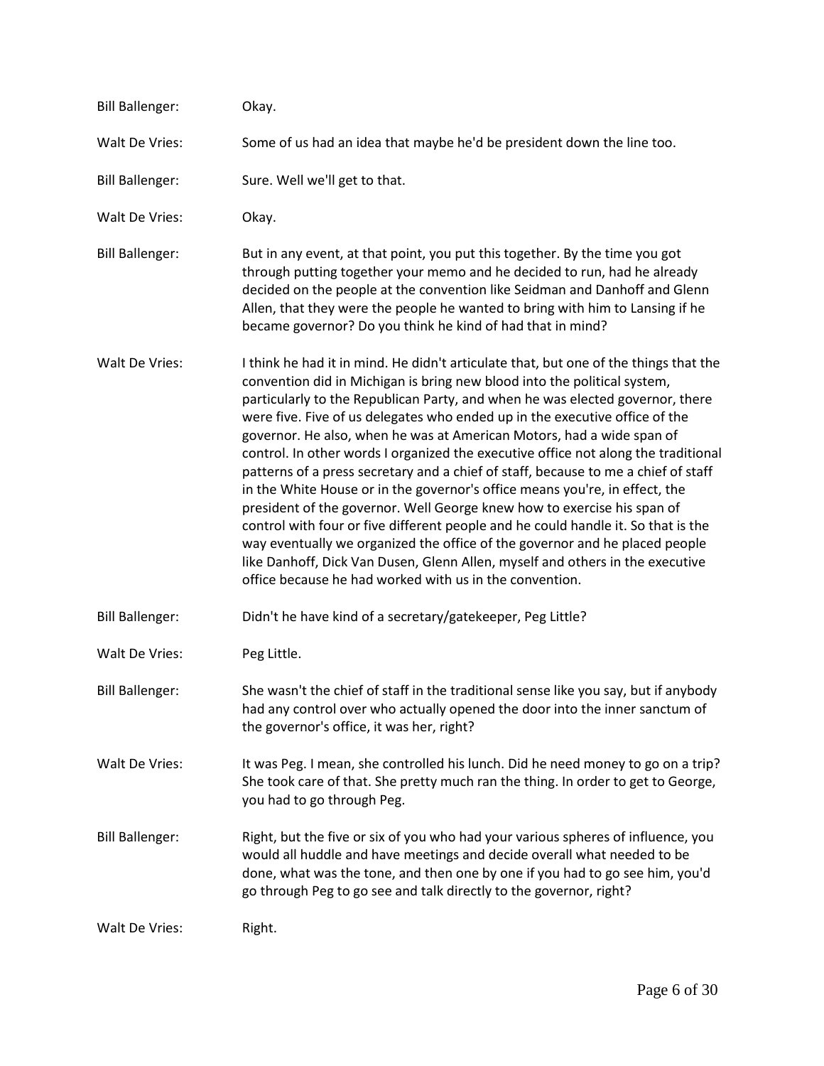**Bill Ballenger:** Okay.

**Walt De Vries:** Some of us had an idea that maybe he'd be president down the line too.

**Bill Ballenger:** Sure. Well we'll get to that.

**Walt De Vries:** Okay.

**Bill Ballenger:** But in any event, at that point, you put this together. By the time you got through putting together your memo and he decided to run, had he already decided on the people at the convention like Seidman and Danhoff and Glenn Allen, that they were the people he wanted to bring with him to Lansing if he became governor? Do you think he kind of had that in mind?

**Walt De Vries:** I think he had it in mind. He didn't articulate that, but one of the things that the convention did in Michigan is bring new blood into the political system, particularly to the Republican Party, and when he was elected governor, there were five. Five of us delegates who ended up in the executive office of the governor. He also, when he was at American Motors, had a wide span of control. In other words I organized the executive office not along the traditional patterns of a press secretary and a chief of staff, because to me a chief of staff in the White House or in the governor's office means you're, in effect, the president of the governor. Well George knew how to exercise his span of control with four or five different people and he could handle it. So that is the way eventually we organized the office of the governor and he placed people like Danhoff, Dick Van Dusen, Glenn Allen, myself and others in the executive office because he had worked with us in the convention.

**Bill Ballenger:** Didn't he have kind of a secretary/gatekeeper, Peg Little?

**Walt De Vries:** Peg Little.

**Bill Ballenger:** She wasn't the chief of staff in the traditional sense like you say, but if anybody had any control over who actually opened the door into the inner sanctum of the governor's office, it was her, right?

**Walt De Vries:** It was Peg. I mean, she controlled his lunch. Did he need money to go on a trip? She took care of that. She pretty much ran the thing. In order to get to George, you had to go through Peg.

**Bill Ballenger:** Right, but the five or six of you who had your various spheres of influence, you would all huddle and have meetings and decide overall what needed to be done, what was the tone, and then one by one if you had to go see him, you'd go through Peg to go see and talk directly to the governor, right?

**Walt De Vries:** Right.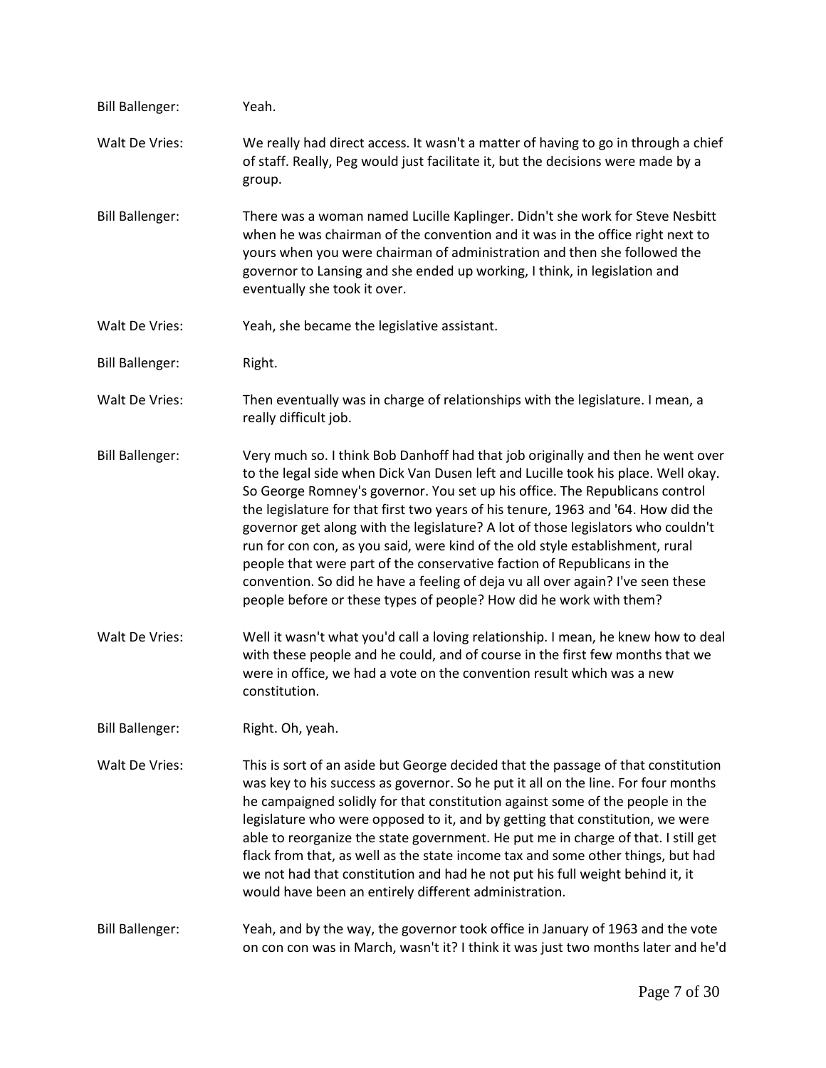Bill Ballenger: Yeah.

Walt De Vries: We really had direct access. It wasn't a matter of having to go in through a chief of staff. Really, Peg would just facilitate it, but the decisions were made by a group.

Bill Ballenger: There was a woman named Lucille Kaplinger. Didn't she work for Steve Nesbitt when he was chairman of the convention and it was in the office right next to yours when you were chairman of administration and then she followed the governor to Lansing and she ended up working, I think, in legislation and eventually she took it over.

Walt De Vries: Yeah, she became the legislative assistant.

Bill Ballenger: Right.

Walt De Vries: Then eventually was in charge of relationships with the legislature. I mean, a really difficult job.

Bill Ballenger: Very much so. I think Bob Danhoff had that job originally and then he went over to the legal side when Dick Van Dusen left and Lucille took his place. Well okay. So George Romney's governor. You set up his office. The Republicans control the legislature for that first two years of his tenure, 1963 and '64. How did the governor get along with the legislature? A lot of those legislators who couldn't run for con con, as you said, were kind of the old style establishment, rural people that were part of the conservative faction of Republicans in the convention. So did he have a feeling of deja vu all over again? I've seen these people before or these types of people? How did he work with them?

Walt De Vries: Well it wasn't what you'd call a loving relationship. I mean, he knew how to deal with these people and he could, and of course in the first few months that we were in office, we had a vote on the convention result which was a new constitution.

Bill Ballenger: Right. Oh, yeah.

Walt De Vries: This is sort of an aside but George decided that the passage of that constitution was key to his success as governor. So he put it all on the line. For four months he campaigned solidly for that constitution against some of the people in the legislature who were opposed to it, and by getting that constitution, we were able to reorganize the state government. He put me in charge of that. I still get flack from that, as well as the state income tax and some other things, but had we not had that constitution and had he not put his full weight behind it, it would have been an entirely different administration.

Bill Ballenger: Yeah, and by the way, the governor took office in January of 1963 and the vote on con con was in March, wasn't it? I think it was just two months later and he'd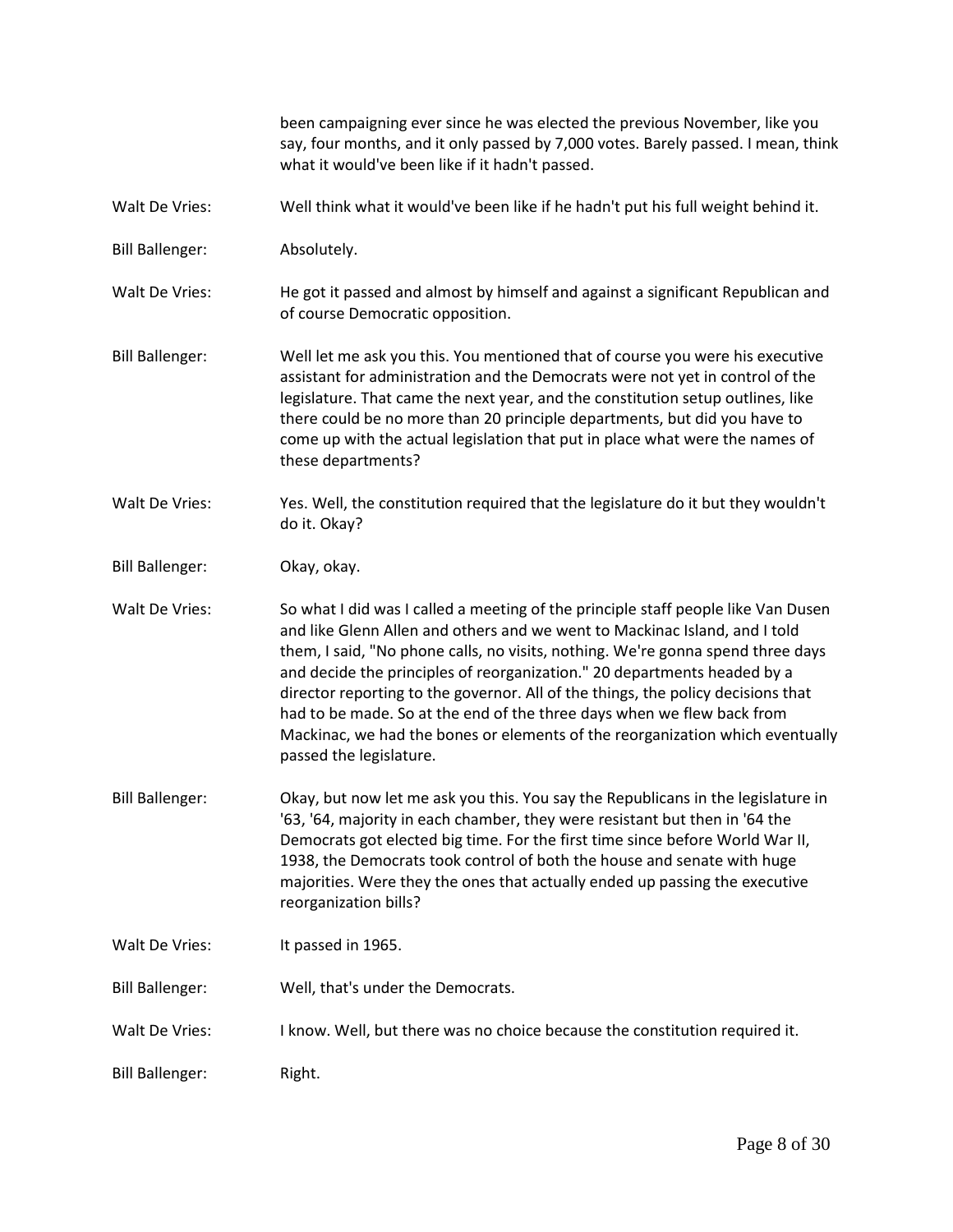been campaigning ever since he was elected the previous November, like you say, four months, and it only passed by 7,000 votes. Barely passed. I mean, think what it would've been like if it hadn't passed.

Walt De Vries: Well think what it would've been like if he hadn't put his full weight behind it.

Bill Ballenger: Absolutely.

Walt De Vries: He got it passed and almost by himself and against a significant Republican and of course Democratic opposition.

Bill Ballenger: Well let me ask you this. You mentioned that of course you were his executive assistant for administration and the Democrats were not yet in control of the legislature. That came the next year, and the constitution setup outlines, like there could be no more than 20 principle departments, but did you have to come up with the actual legislation that put in place what were the names of these departments?

Walt De Vries: Yes. Well, the constitution required that the legislature do it but they wouldn't do it. Okay?

Bill Ballenger: Okay, okay.

Walt De Vries: So what I did was I called a meeting of the principle staff people like Van Dusen and like Glenn Allen and others and we went to Mackinac Island, and I told them, I said, "No phone calls, no visits, nothing. We're gonna spend three days and decide the principles of reorganization." 20 departments headed by a director reporting to the governor. All of the things, the policy decisions that had to be made. So at the end of the three days when we flew back from Mackinac, we had the bones or elements of the reorganization which eventually passed the legislature.

Bill Ballenger: Okay, but now let me ask you this. You say the Republicans in the legislature in '63, '64, majority in each chamber, they were resistant but then in '64 the Democrats got elected big time. For the first time since before World War II, 1938, the Democrats took control of both the house and senate with huge majorities. Were they the ones that actually ended up passing the executive reorganization bills?

Walt De Vries: It passed in 1965.

Bill Ballenger: Well, that's under the Democrats.

Walt De Vries: I know. Well, but there was no choice because the constitution required it.

Bill Ballenger: Right.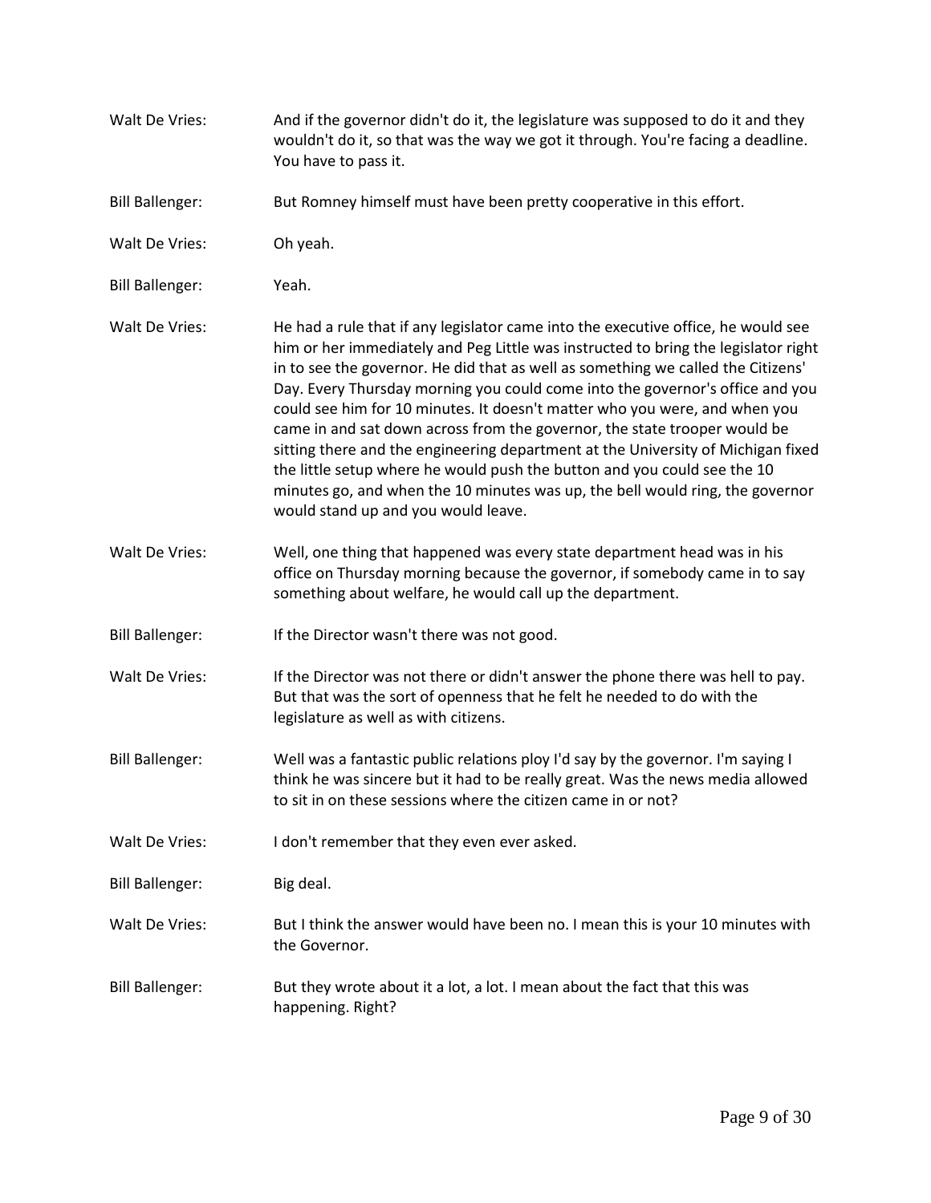Walt De Vries: And if the governor didn't do it, the legislature was supposed to do it and they wouldn't do it, so that was the way we got it through. You're facing a deadline. You have to pass it.

Bill Ballenger: But Romney himself must have been pretty cooperative in this effort.

Walt De Vries: Oh yeah.

Bill Ballenger: Yeah.

Walt De Vries: He had a rule that if any legislator came into the executive office, he would see him or her immediately and Peg Little was instructed to bring the legislator right in to see the governor. He did that as well as something we called the Citizens' Day. Every Thursday morning you could come into the governor's office and you could see him for 10 minutes. It doesn't matter who you were, and when you came in and sat down across from the governor, the state trooper would be sitting there and the engineering department at the University of Michigan fixed the little setup where he would push the button and you could see the 10 minutes go, and when the 10 minutes was up, the bell would ring, the governor would stand up and you would leave.

Walt De Vries: Well, one thing that happened was every state department head was in his office on Thursday morning because the governor, if somebody came in to say something about welfare, he would call up the department.

Bill Ballenger: If the Director wasn't there was not good.

Walt De Vries: If the Director was not there or didn't answer the phone there was hell to pay. But that was the sort of openness that he felt he needed to do with the legislature as well as with citizens.

Bill Ballenger: Well was a fantastic public relations ploy I'd say by the governor. I'm saying I think he was sincere but it had to be really great. Was the news media allowed to sit in on these sessions where the citizen came in or not?

Walt De Vries: I don't remember that they even ever asked.

Bill Ballenger: Big deal.

Walt De Vries: But I think the answer would have been no. I mean this is your 10 minutes with the Governor.

Bill Ballenger: But they wrote about it a lot, a lot. I mean about the fact that this was happening. Right?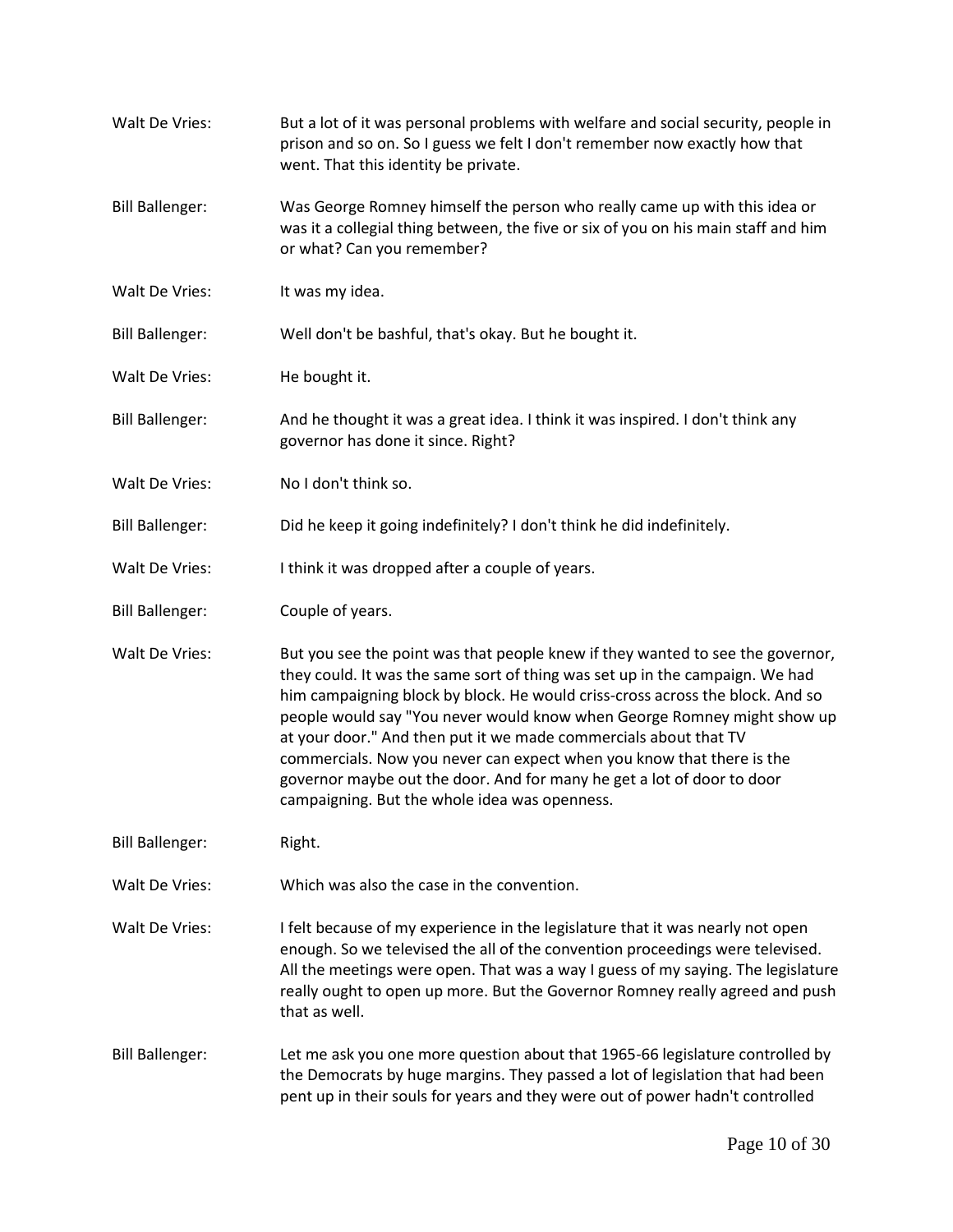Walt De Vries: But a lot of it was personal problems with welfare and social security, people in prison and so on. So I guess we felt I don't remember now exactly how that went. That this identity be private.

Bill Ballenger: Was George Romney himself the person who really came up with this idea or was it a collegial thing between, the five or six of you on his main staff and him or what? Can you remember?

Walt De Vries: It was my idea.

Bill Ballenger: Well don't be bashful, that's okay. But he bought it.

Walt De Vries: He bought it.

Bill Ballenger: And he thought it was a great idea. I think it was inspired. I don't think any governor has done it since. Right?

Walt De Vries: No I don't think so.

Bill Ballenger: Did he keep it going indefinitely? I don't think he did indefinitely.

Walt De Vries: I think it was dropped after a couple of years.

Bill Ballenger: Couple of years.

Walt De Vries: But you see the point was that people knew if they wanted to see the governor, they could. It was the same sort of thing was set up in the campaign. We had him campaigning block by block. He would criss-cross across the block. And so people would say "You never would know when George Romney might show up at your door." And then put it we made commercials about that TV commercials. Now you never can expect when you know that there is the governor maybe out the door. And for many he get a lot of door to door campaigning. But the whole idea was openness.

Bill Ballenger: Right.

Walt De Vries: Which was also the case in the convention.

Walt De Vries: I felt because of my experience in the legislature that it was nearly not open enough. So we televised the all of the convention proceedings were televised. All the meetings were open. That was a way I guess of my saying. The legislature really ought to open up more. But the Governor Romney really agreed and push that as well.

Bill Ballenger: Let me ask you one more question about that 1965-66 legislature controlled by the Democrats by huge margins. They passed a lot of legislation that had been pent up in their souls for years and they were out of power hadn't controlled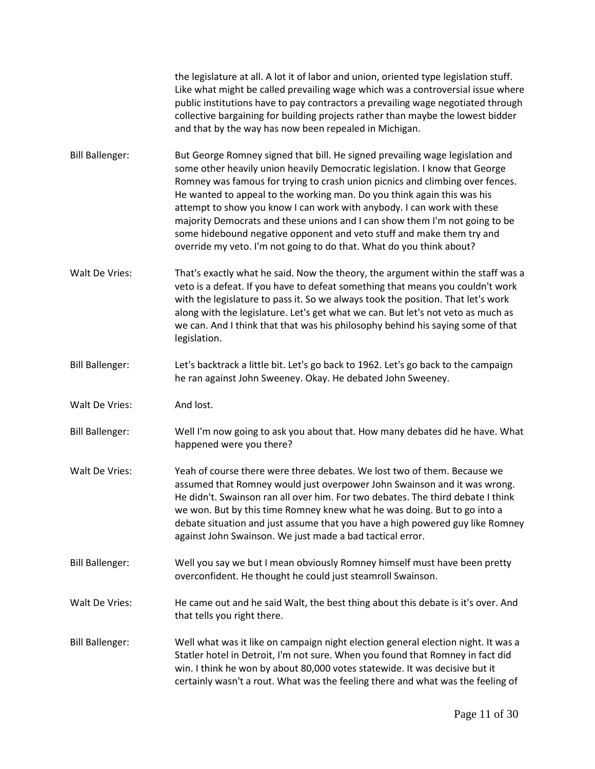the legislature at all. A lot it of labor and union, oriented type legislation stuff. Like what might be called prevailing wage which was a controversial issue where public institutions have to pay contractors a prevailing wage negotiated through collective bargaining for building projects rather than maybe the lowest bidder and that by the way has now been repealed in Michigan.

**Bill Ballenger:** But George Romney signed that bill. He signed prevailing wage legislation and some other heavily union heavily Democratic legislation. I know that George Romney was famous for trying to crash union picnics and climbing over fences. He wanted to appeal to the working man. Do you think again this was his attempt to show you know I can work with anybody. I can work with these majority Democrats and these unions and I can show them I'm not going to be some hidebound negative opponent and veto stuff and make them try and override my veto. I'm not going to do that. What do you think about?

**Walt De Vries:** That's exactly what he said. Now the theory, the argument within the staff was a veto is a defeat. If you have to defeat something that means you couldn't work with the legislature to pass it. So we always took the position. That let's work along with the legislature. Let's get what we can. But let's not veto as much as we can. And I think that that was his philosophy behind his saying some of that legislation.

**Bill Ballenger:** Let's backtrack a little bit. Let's go back to 1962. Let's go back to the campaign he ran against John Sweeney. Okay. He debated John Sweeney.

**Walt De Vries:** And lost.

**Bill Ballenger:** Well I'm now going to ask you about that. How many debates did he have. What happened were you there?

**Walt De Vries:** Yeah of course there were three debates. We lost two of them. Because we assumed that Romney would just overpower John Swainson and it was wrong. He didn't. Swainson ran all over him. For two debates. The third debate I think we won. But by this time Romney knew what he was doing. But to go into a debate situation and just assume that you have a high powered guy like Romney against John Swainson. We just made a bad tactical error.

**Bill Ballenger:** Well you say we but I mean obviously Romney himself must have been pretty overconfident. He thought he could just steamroll Swainson.

**Walt De Vries:** He came out and he said Walt, the best thing about this debate is it's over. And that tells you right there.

**Bill Ballenger:** Well what was it like on campaign night election general election night. It was a Statler hotel in Detroit, I'm not sure. When you found that Romney in fact did win. I think he won by about 80,000 votes statewide. It was decisive but it certainly wasn't a rout. What was the feeling there and what was the feeling of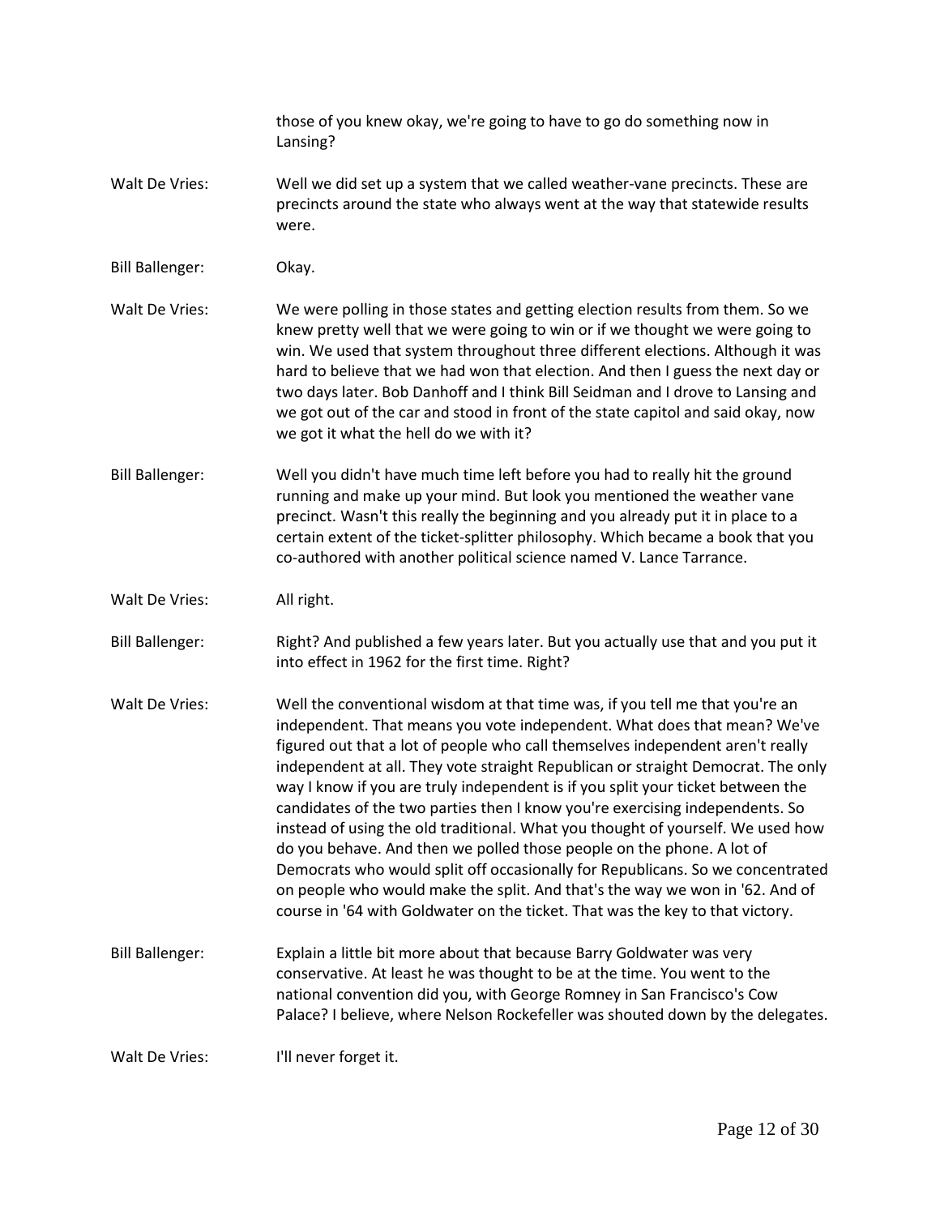those of you knew okay, we're going to have to go do something now in Lansing?

Walt De Vries: Well we did set up a system that we called weather-vane precincts. These are precincts around the state who always went at the way that statewide results were.

Bill Ballenger: Okay.

Walt De Vries: We were polling in those states and getting election results from them. So we knew pretty well that we were going to win or if we thought we were going to win. We used that system throughout three different elections. Although it was hard to believe that we had won that election. And then I guess the next day or two days later. Bob Danhoff and I think Bill Seidman and I drove to Lansing and we got out of the car and stood in front of the state capitol and said okay, now we got it what the hell do we with it?

Bill Ballenger: Well you didn't have much time left before you had to really hit the ground running and make up your mind. But look you mentioned the weather vane precinct. Wasn't this really the beginning and you already put it in place to a certain extent of the ticket-splitter philosophy. Which became a book that you co-authored with another political science named V. Lance Tarrance.

Walt De Vries: All right.

Bill Ballenger: Right? And published a few years later. But you actually use that and you put it into effect in 1962 for the first time. Right?

Walt De Vries: Well the conventional wisdom at that time was, if you tell me that you're an independent. That means you vote independent. What does that mean? We've figured out that a lot of people who call themselves independent aren't really independent at all. They vote straight Republican or straight Democrat. The only way I know if you are truly independent is if you split your ticket between the candidates of the two parties then I know you're exercising independents. So instead of using the old traditional. What you thought of yourself. We used how do you behave. And then we polled those people on the phone. A lot of Democrats who would split off occasionally for Republicans. So we concentrated on people who would make the split. And that's the way we won in '62. And of course in '64 with Goldwater on the ticket. That was the key to that victory.

Bill Ballenger: Explain a little bit more about that because Barry Goldwater was very conservative. At least he was thought to be at the time. You went to the national convention did you, with George Romney in San Francisco's Cow Palace? I believe, where Nelson Rockefeller was shouted down by the delegates.

Walt De Vries: I'll never forget it.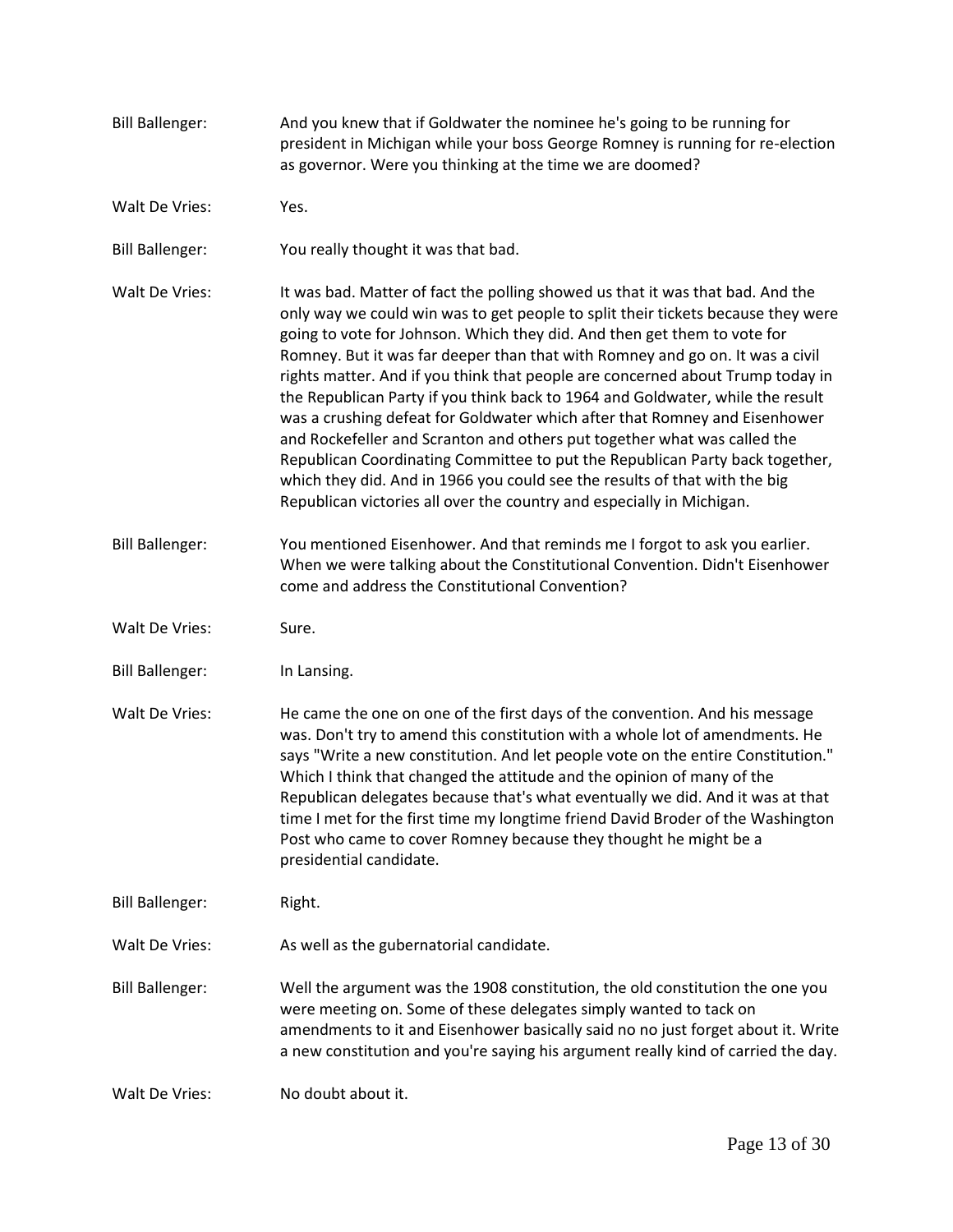Bill Ballenger: And you knew that if Goldwater the nominee he's going to be running for president in Michigan while your boss George Romney is running for re-election as governor. Were you thinking at the time we are doomed?

Walt De Vries: Yes.

Bill Ballenger: You really thought it was that bad.

Walt De Vries: It was bad. Matter of fact the polling showed us that it was that bad. And the only way we could win was to get people to split their tickets because they were going to vote for Johnson. Which they did. And then get them to vote for Romney. But it was far deeper than that with Romney and go on. It was a civil rights matter. And if you think that people are concerned about Trump today in the Republican Party if you think back to 1964 and Goldwater, while the result was a crushing defeat for Goldwater which after that Romney and Eisenhower and Rockefeller and Scranton and others put together what was called the Republican Coordinating Committee to put the Republican Party back together, which they did. And in 1966 you could see the results of that with the big Republican victories all over the country and especially in Michigan.

Bill Ballenger: You mentioned Eisenhower. And that reminds me I forgot to ask you earlier. When we were talking about the Constitutional Convention. Didn't Eisenhower come and address the Constitutional Convention?

Walt De Vries: Sure.

Bill Ballenger: In Lansing.

Walt De Vries: He came the one on one of the first days of the convention. And his message was. Don't try to amend this constitution with a whole lot of amendments. He says "Write a new constitution. And let people vote on the entire Constitution." Which I think that changed the attitude and the opinion of many of the Republican delegates because that's what eventually we did. And it was at that time I met for the first time my longtime friend David Broder of the Washington Post who came to cover Romney because they thought he might be a presidential candidate.

Bill Ballenger: Right.

Walt De Vries: As well as the gubernatorial candidate.

Bill Ballenger: Well the argument was the 1908 constitution, the old constitution the one you were meeting on. Some of these delegates simply wanted to tack on amendments to it and Eisenhower basically said no no just forget about it. Write a new constitution and you're saying his argument really kind of carried the day.

Walt De Vries: No doubt about it.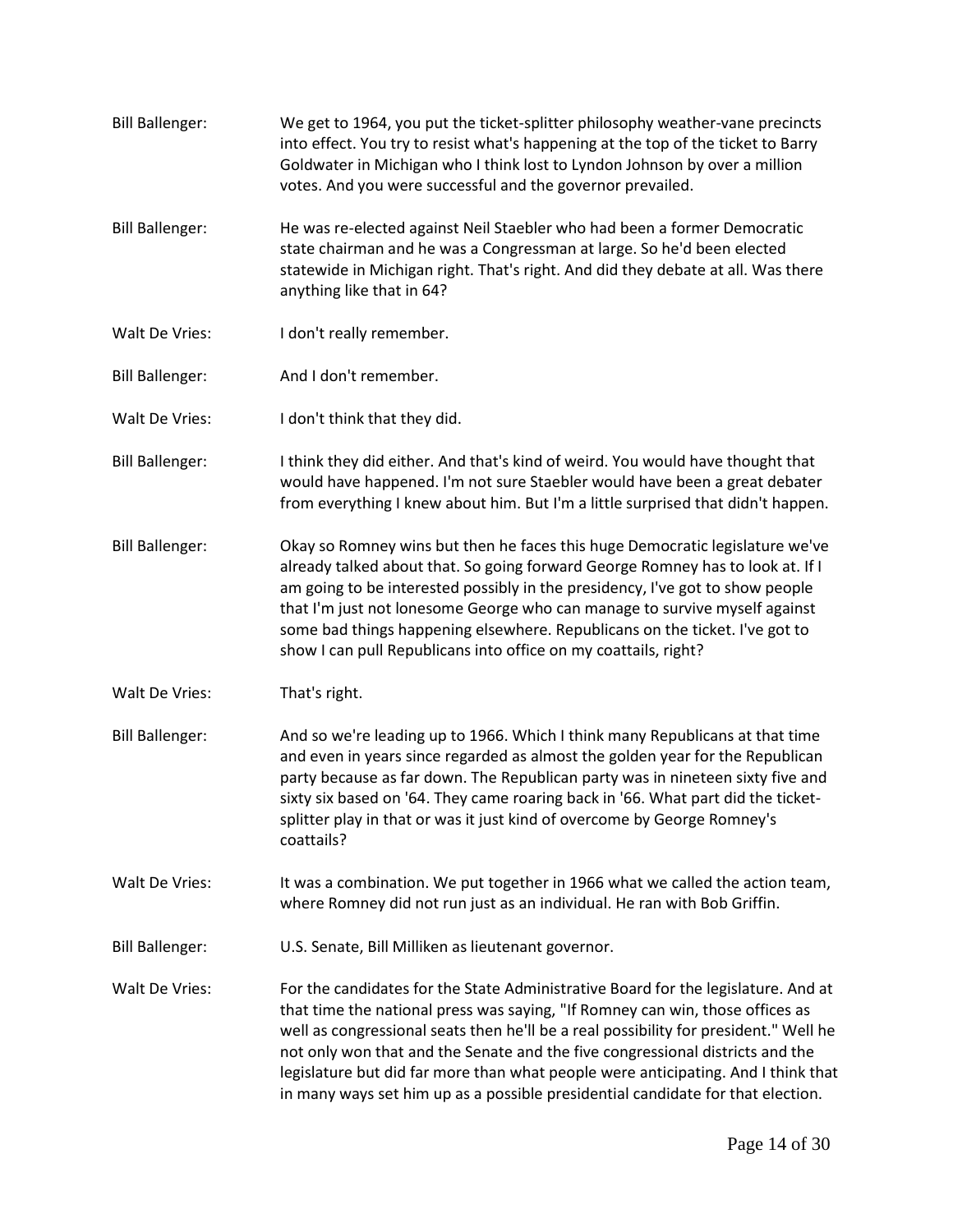Bill Ballenger: We get to 1964, you put the ticket-splitter philosophy weather-vane precincts into effect. You try to resist what's happening at the top of the ticket to Barry Goldwater in Michigan who I think lost to Lyndon Johnson by over a million votes. And you were successful and the governor prevailed.

Bill Ballenger: He was re-elected against Neil Staebler who had been a former Democratic state chairman and he was a Congressman at large. So he'd been elected statewide in Michigan right. That's right. And did they debate at all. Was there anything like that in 64?

Walt De Vries: I don't really remember.

Bill Ballenger: And I don't remember.

Walt De Vries: I don't think that they did.

Bill Ballenger: I think they did either. And that's kind of weird. You would have thought that would have happened. I'm not sure Staebler would have been a great debater from everything I knew about him. But I'm a little surprised that didn't happen.

Bill Ballenger: Okay so Romney wins but then he faces this huge Democratic legislature we've already talked about that. So going forward George Romney has to look at. If I am going to be interested possibly in the presidency, I've got to show people that I'm just not lonesome George who can manage to survive myself against some bad things happening elsewhere. Republicans on the ticket. I've got to show I can pull Republicans into office on my coattails, right?

Walt De Vries: That's right.

Bill Ballenger: And so we're leading up to 1966. Which I think many Republicans at that time and even in years since regarded as almost the golden year for the Republican party because as far down. The Republican party was in nineteen sixty five and sixty six based on '64. They came roaring back in '66. What part did the ticket-splitter play in that or was it just kind of overcome by George Romney's coattails?

Walt De Vries: It was a combination. We put together in 1966 what we called the action team, where Romney did not run just as an individual. He ran with Bob Griffin.

Bill Ballenger: U.S. Senate, Bill Milliken as lieutenant governor.

Walt De Vries: For the candidates for the State Administrative Board for the legislature. And at that time the national press was saying, "If Romney can win, those offices as well as congressional seats then he'll be a real possibility for president." Well he not only won that and the Senate and the five congressional districts and the legislature but did far more than what people were anticipating. And I think that in many ways set him up as a possible presidential candidate for that election.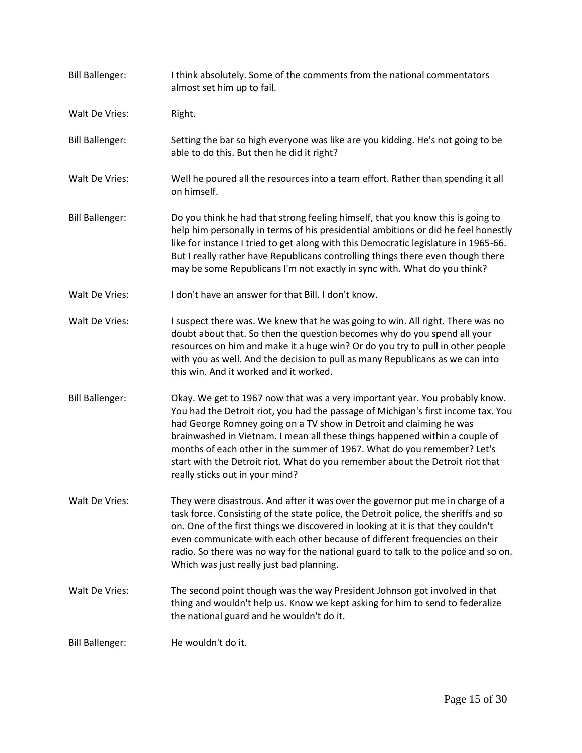Bill Ballenger: I think absolutely. Some of the comments from the national commentators almost set him up to fail.

Walt De Vries: Right.

Bill Ballenger: Setting the bar so high everyone was like are you kidding. He's not going to be able to do this. But then he did it right?

Walt De Vries: Well he poured all the resources into a team effort. Rather than spending it all on himself.

Bill Ballenger: Do you think he had that strong feeling himself, that you know this is going to help him personally in terms of his presidential ambitions or did he feel honestly like for instance I tried to get along with this Democratic legislature in 1965-66. But I really rather have Republicans controlling things there even though there may be some Republicans I'm not exactly in sync with. What do you think?

Walt De Vries: I don't have an answer for that Bill. I don't know.

Walt De Vries: I suspect there was. We knew that he was going to win. All right. There was no doubt about that. So then the question becomes why do you spend all your resources on him and make it a huge win? Or do you try to pull in other people with you as well. And the decision to pull as many Republicans as we can into this win. And it worked and it worked.

Bill Ballenger: Okay. We get to 1967 now that was a very important year. You probably know. You had the Detroit riot, you had the passage of Michigan's first income tax. You had George Romney going on a TV show in Detroit and claiming he was brainwashed in Vietnam. I mean all these things happened within a couple of months of each other in the summer of 1967. What do you remember? Let's start with the Detroit riot. What do you remember about the Detroit riot that really sticks out in your mind?

Walt De Vries: They were disastrous. And after it was over the governor put me in charge of a task force. Consisting of the state police, the Detroit police, the sheriffs and so on. One of the first things we discovered in looking at it is that they couldn't even communicate with each other because of different frequencies on their radio. So there was no way for the national guard to talk to the police and so on. Which was just really just bad planning.

Walt De Vries: The second point though was the way President Johnson got involved in that thing and wouldn't help us. Know we kept asking for him to send to federalize the national guard and he wouldn't do it.

Bill Ballenger: He wouldn't do it.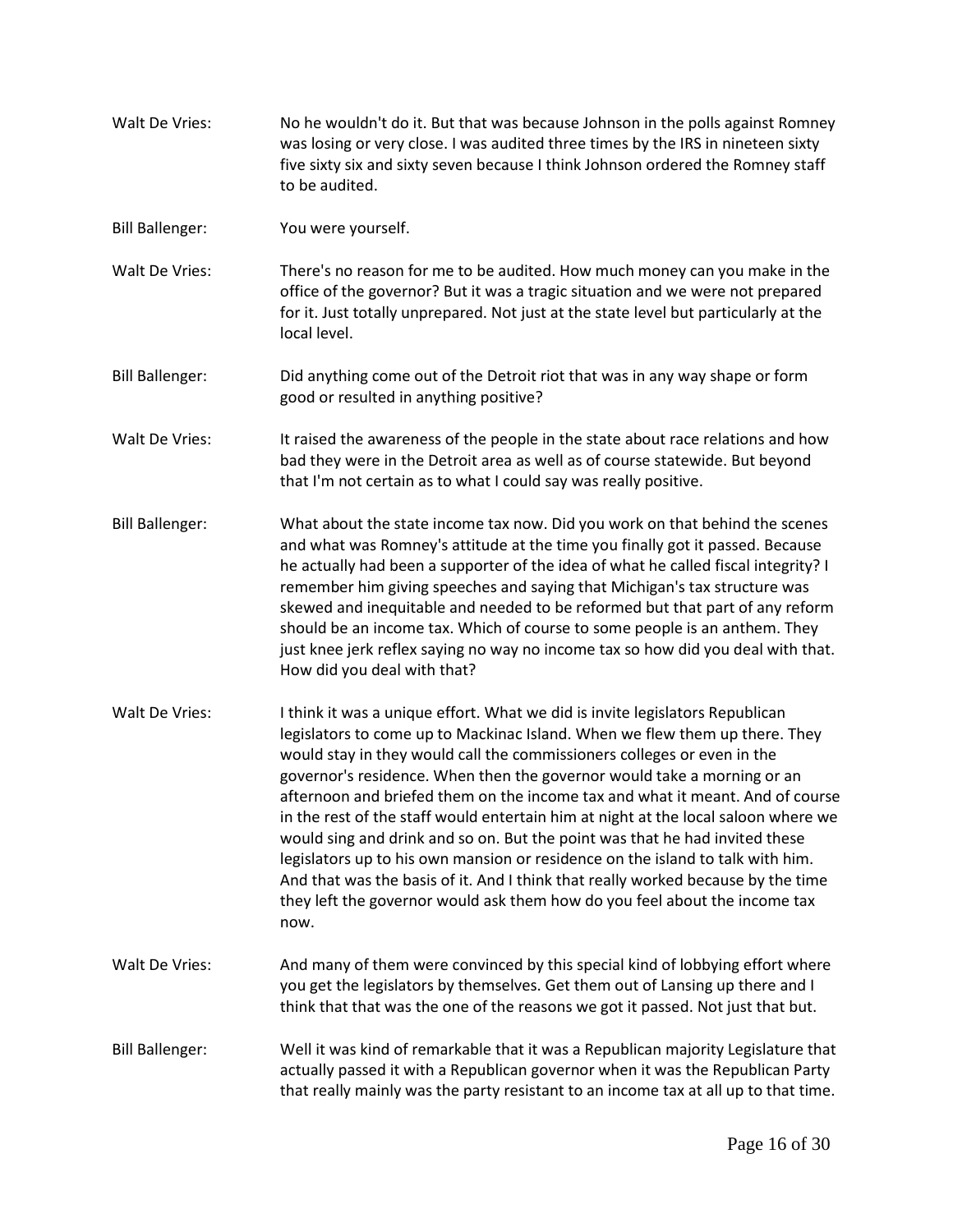**Walt De Vries:** No he wouldn't do it. But that was because Johnson in the polls against Romney was losing or very close. I was audited three times by the IRS in nineteen sixty five sixty six and sixty seven because I think Johnson ordered the Romney staff to be audited.

**Bill Ballenger:** You were yourself.

**Walt De Vries:** There's no reason for me to be audited. How much money can you make in the office of the governor? But it was a tragic situation and we were not prepared for it. Just totally unprepared. Not just at the state level but particularly at the local level.

**Bill Ballenger:** Did anything come out of the Detroit riot that was in any way shape or form good or resulted in anything positive?

**Walt De Vries:** It raised the awareness of the people in the state about race relations and how bad they were in the Detroit area as well as of course statewide. But beyond that I'm not certain as to what I could say was really positive.

**Bill Ballenger:** What about the state income tax now. Did you work on that behind the scenes and what was Romney's attitude at the time you finally got it passed. Because he actually had been a supporter of the idea of what he called fiscal integrity? I remember him giving speeches and saying that Michigan's tax structure was skewed and inequitable and needed to be reformed but that part of any reform should be an income tax. Which of course to some people is an anthem. They just knee jerk reflex saying no way no income tax so how did you deal with that. How did you deal with that?

**Walt De Vries:** I think it was a unique effort. What we did is invite legislators Republican legislators to come up to Mackinac Island. When we flew them up there. They would stay in they would call the commissioners colleges or even in the governor's residence. When then the governor would take a morning or an afternoon and briefed them on the income tax and what it meant. And of course in the rest of the staff would entertain him at night at the local saloon where we would sing and drink and so on. But the point was that he had invited these legislators up to his own mansion or residence on the island to talk with him. And that was the basis of it. And I think that really worked because by the time they left the governor would ask them how do you feel about the income tax now.

**Walt De Vries:** And many of them were convinced by this special kind of lobbying effort where you get the legislators by themselves. Get them out of Lansing up there and I think that that was the one of the reasons we got it passed. Not just that but.

**Bill Ballenger:** Well it was kind of remarkable that it was a Republican majority Legislature that actually passed it with a Republican governor when it was the Republican Party that really mainly was the party resistant to an income tax at all up to that time.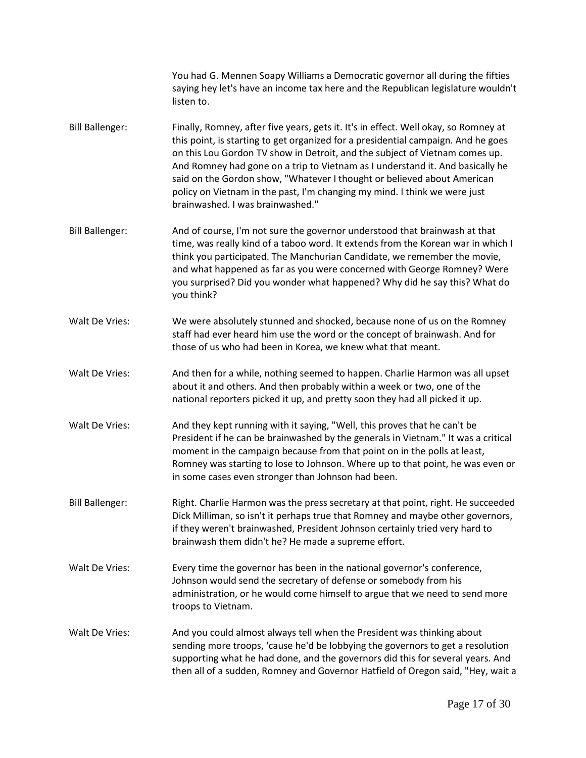You had G. Mennen Soapy Williams a Democratic governor all during the fifties saying hey let's have an income tax here and the Republican legislature wouldn't listen to.

Bill Ballenger: Finally, Romney, after five years, gets it. It's in effect. Well okay, so Romney at this point, is starting to get organized for a presidential campaign. And he goes on this Lou Gordon TV show in Detroit, and the subject of Vietnam comes up. And Romney had gone on a trip to Vietnam as I understand it. And basically he said on the Gordon show, "Whatever I thought or believed about American policy on Vietnam in the past, I'm changing my mind. I think we were just brainwashed. I was brainwashed."

Bill Ballenger: And of course, I'm not sure the governor understood that brainwash at that time, was really kind of a taboo word. It extends from the Korean war in which I think you participated. The Manchurian Candidate, we remember the movie, and what happened as far as you were concerned with George Romney? Were you surprised? Did you wonder what happened? Why did he say this? What do you think?

Walt De Vries: We were absolutely stunned and shocked, because none of us on the Romney staff had ever heard him use the word or the concept of brainwash. And for those of us who had been in Korea, we knew what that meant.

Walt De Vries: And then for a while, nothing seemed to happen. Charlie Harmon was all upset about it and others. And then probably within a week or two, one of the national reporters picked it up, and pretty soon they had all picked it up.

Walt De Vries: And they kept running with it saying, "Well, this proves that he can't be President if he can be brainwashed by the generals in Vietnam." It was a critical moment in the campaign because from that point on in the polls at least, Romney was starting to lose to Johnson. Where up to that point, he was even or in some cases even stronger than Johnson had been.

Bill Ballenger: Right. Charlie Harmon was the press secretary at that point, right. He succeeded Dick Milliman, so isn't it perhaps true that Romney and maybe other governors, if they weren't brainwashed, President Johnson certainly tried very hard to brainwash them didn't he? He made a supreme effort.

Walt De Vries: Every time the governor has been in the national governor's conference, Johnson would send the secretary of defense or somebody from his administration, or he would come himself to argue that we need to send more troops to Vietnam.

Walt De Vries: And you could almost always tell when the President was thinking about sending more troops, 'cause he'd be lobbying the governors to get a resolution supporting what he had done, and the governors did this for several years. And then all of a sudden, Romney and Governor Hatfield of Oregon said, "Hey, wait a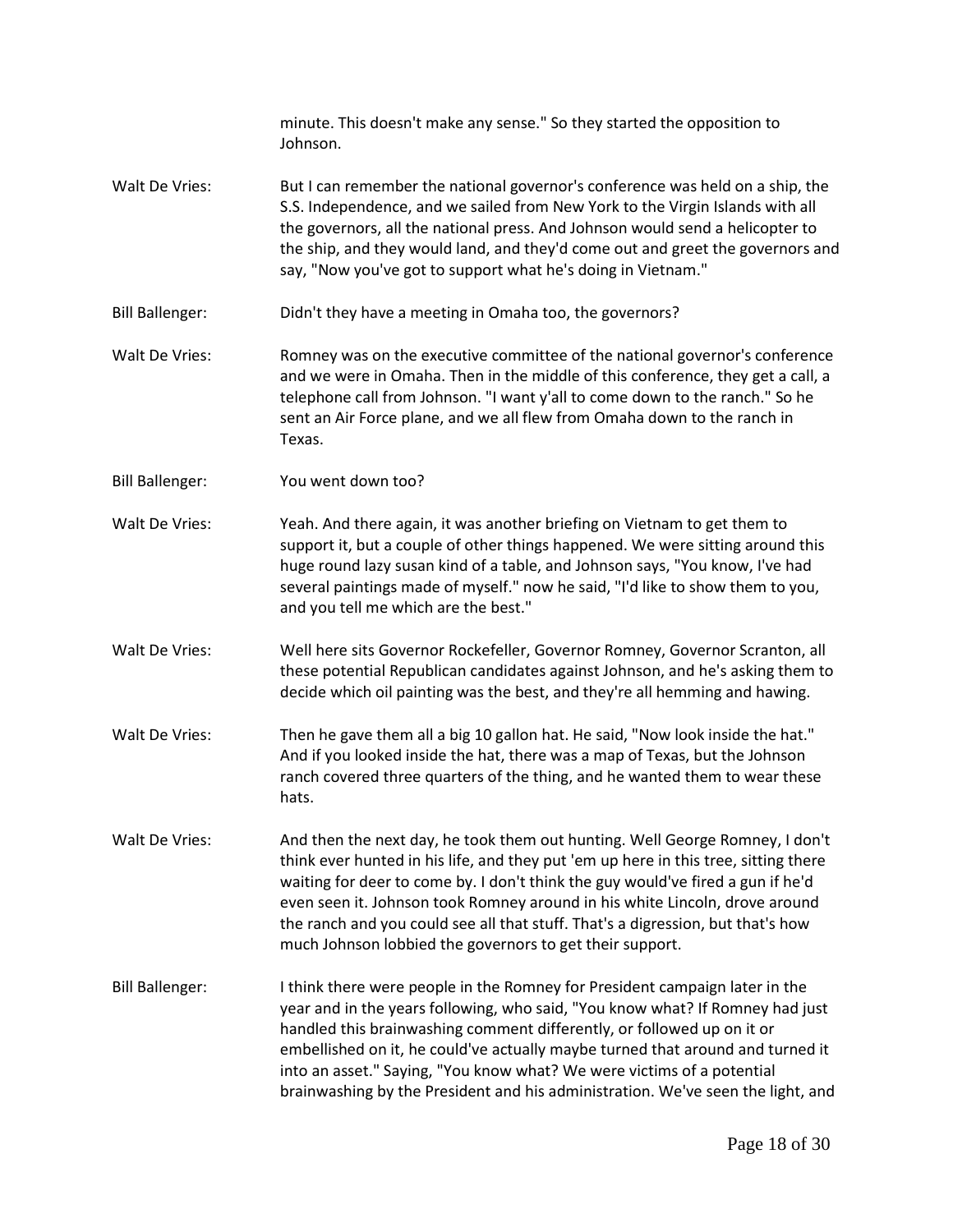minute. This doesn't make any sense." So they started the opposition to Johnson.

Walt De Vries: But I can remember the national governor's conference was held on a ship, the S.S. Independence, and we sailed from New York to the Virgin Islands with all the governors, all the national press. And Johnson would send a helicopter to the ship, and they would land, and they'd come out and greet the governors and say, "Now you've got to support what he's doing in Vietnam."

Bill Ballenger: Didn't they have a meeting in Omaha too, the governors?

Walt De Vries: Romney was on the executive committee of the national governor's conference and we were in Omaha. Then in the middle of this conference, they get a call, a telephone call from Johnson. "I want y'all to come down to the ranch." So he sent an Air Force plane, and we all flew from Omaha down to the ranch in Texas.

Bill Ballenger: You went down too?

Walt De Vries: Yeah. And there again, it was another briefing on Vietnam to get them to support it, but a couple of other things happened. We were sitting around this huge round lazy susan kind of a table, and Johnson says, "You know, I've had several paintings made of myself." now he said, "I'd like to show them to you, and you tell me which are the best."

Walt De Vries: Well here sits Governor Rockefeller, Governor Romney, Governor Scranton, all these potential Republican candidates against Johnson, and he's asking them to decide which oil painting was the best, and they're all hemming and hawing.

Walt De Vries: Then he gave them all a big 10 gallon hat. He said, "Now look inside the hat." And if you looked inside the hat, there was a map of Texas, but the Johnson ranch covered three quarters of the thing, and he wanted them to wear these hats.

Walt De Vries: And then the next day, he took them out hunting. Well George Romney, I don't think ever hunted in his life, and they put 'em up here in this tree, sitting there waiting for deer to come by. I don't think the guy would've fired a gun if he'd even seen it. Johnson took Romney around in his white Lincoln, drove around the ranch and you could see all that stuff. That's a digression, but that's how much Johnson lobbied the governors to get their support.

Bill Ballenger: I think there were people in the Romney for President campaign later in the year and in the years following, who said, "You know what? If Romney had just handled this brainwashing comment differently, or followed up on it or embellished on it, he could've actually maybe turned that around and turned it into an asset." Saying, "You know what? We were victims of a potential brainwashing by the President and his administration. We've seen the light, and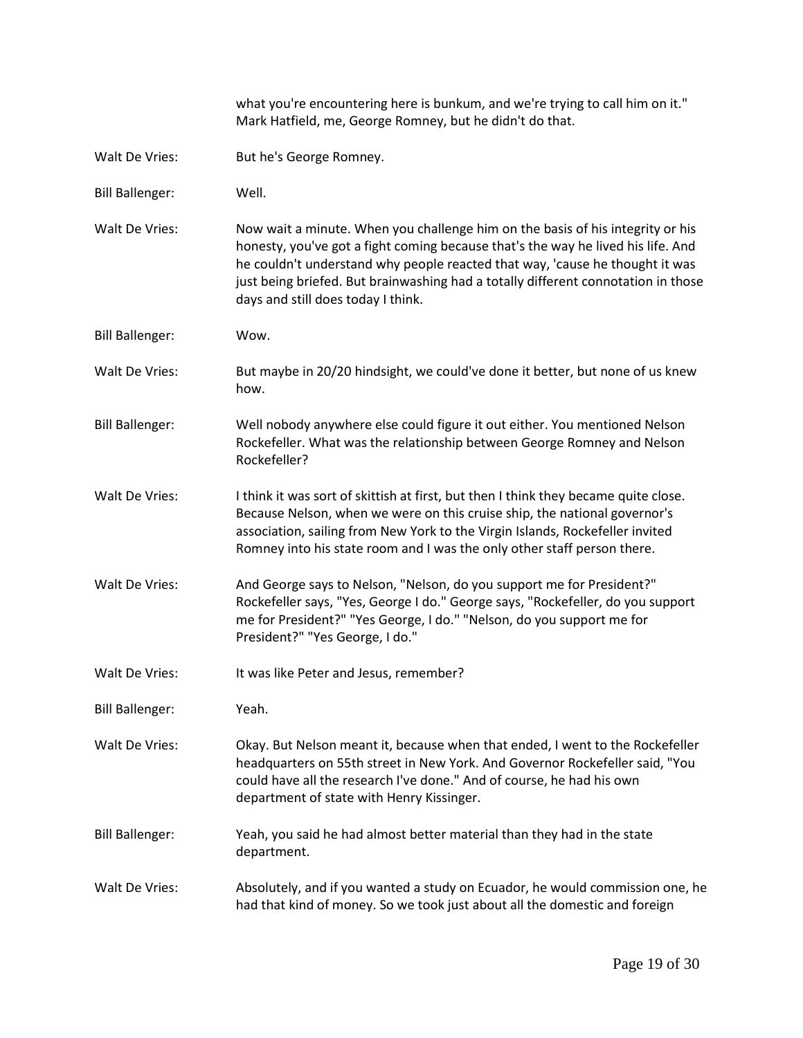what you're encountering here is bunkum, and we're trying to call him on it." Mark Hatfield, me, George Romney, but he didn't do that.

Walt De Vries: But he's George Romney.

Bill Ballenger: Well.

Walt De Vries: Now wait a minute. When you challenge him on the basis of his integrity or his honesty, you've got a fight coming because that's the way he lived his life. And he couldn't understand why people reacted that way, 'cause he thought it was just being briefed. But brainwashing had a totally different connotation in those days and still does today I think.

Bill Ballenger: Wow.

Walt De Vries: But maybe in 20/20 hindsight, we could've done it better, but none of us knew how.

Bill Ballenger: Well nobody anywhere else could figure it out either. You mentioned Nelson Rockefeller. What was the relationship between George Romney and Nelson Rockefeller?

Walt De Vries: I think it was sort of skittish at first, but then I think they became quite close. Because Nelson, when we were on this cruise ship, the national governor's association, sailing from New York to the Virgin Islands, Rockefeller invited Romney into his state room and I was the only other staff person there.

Walt De Vries: And George says to Nelson, "Nelson, do you support me for President?" Rockefeller says, "Yes, George I do." George says, "Rockefeller, do you support me for President?" "Yes George, I do." "Nelson, do you support me for President?" "Yes George, I do."

Walt De Vries: It was like Peter and Jesus, remember?

Bill Ballenger: Yeah.

Walt De Vries: Okay. But Nelson meant it, because when that ended, I went to the Rockefeller headquarters on 55th street in New York. And Governor Rockefeller said, "You could have all the research I've done." And of course, he had his own department of state with Henry Kissinger.

Bill Ballenger: Yeah, you said he had almost better material than they had in the state department.

Walt De Vries: Absolutely, and if you wanted a study on Ecuador, he would commission one, he had that kind of money. So we took just about all the domestic and foreign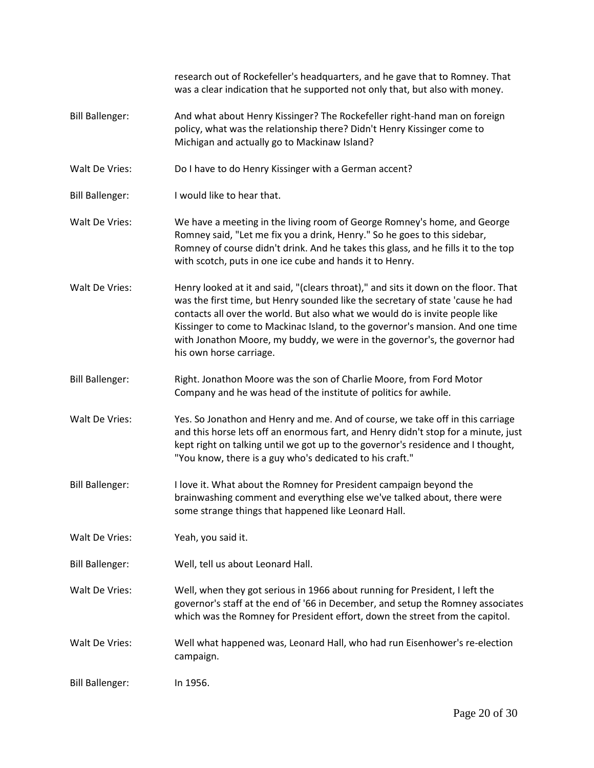research out of Rockefeller's headquarters, and he gave that to Romney. That was a clear indication that he supported not only that, but also with money.

Bill Ballenger: And what about Henry Kissinger? The Rockefeller right-hand man on foreign policy, what was the relationship there? Didn't Henry Kissinger come to Michigan and actually go to Mackinaw Island?

Walt De Vries: Do I have to do Henry Kissinger with a German accent?

Bill Ballenger: I would like to hear that.

Walt De Vries: We have a meeting in the living room of George Romney's home, and George Romney said, "Let me fix you a drink, Henry." So he goes to this sidebar, Romney of course didn't drink. And he takes this glass, and he fills it to the top with scotch, puts in one ice cube and hands it to Henry.

Walt De Vries: Henry looked at it and said, "(clears throat)," and sits it down on the floor. That was the first time, but Henry sounded like the secretary of state 'cause he had contacts all over the world. But also what we would do is invite people like Kissinger to come to Mackinac Island, to the governor's mansion. And one time with Jonathon Moore, my buddy, we were in the governor's, the governor had his own horse carriage.

Bill Ballenger: Right. Jonathon Moore was the son of Charlie Moore, from Ford Motor Company and he was head of the institute of politics for awhile.

Walt De Vries: Yes. So Jonathon and Henry and me. And of course, we take off in this carriage and this horse lets off an enormous fart, and Henry didn't stop for a minute, just kept right on talking until we got up to the governor's residence and I thought, "You know, there is a guy who's dedicated to his craft."

Bill Ballenger: I love it. What about the Romney for President campaign beyond the brainwashing comment and everything else we've talked about, there were some strange things that happened like Leonard Hall.

Walt De Vries: Yeah, you said it.

Bill Ballenger: Well, tell us about Leonard Hall.

Walt De Vries: Well, when they got serious in 1966 about running for President, I left the governor's staff at the end of '66 in December, and setup the Romney associates which was the Romney for President effort, down the street from the capitol.

Walt De Vries: Well what happened was, Leonard Hall, who had run Eisenhower's re-election campaign.

Bill Ballenger: In 1956.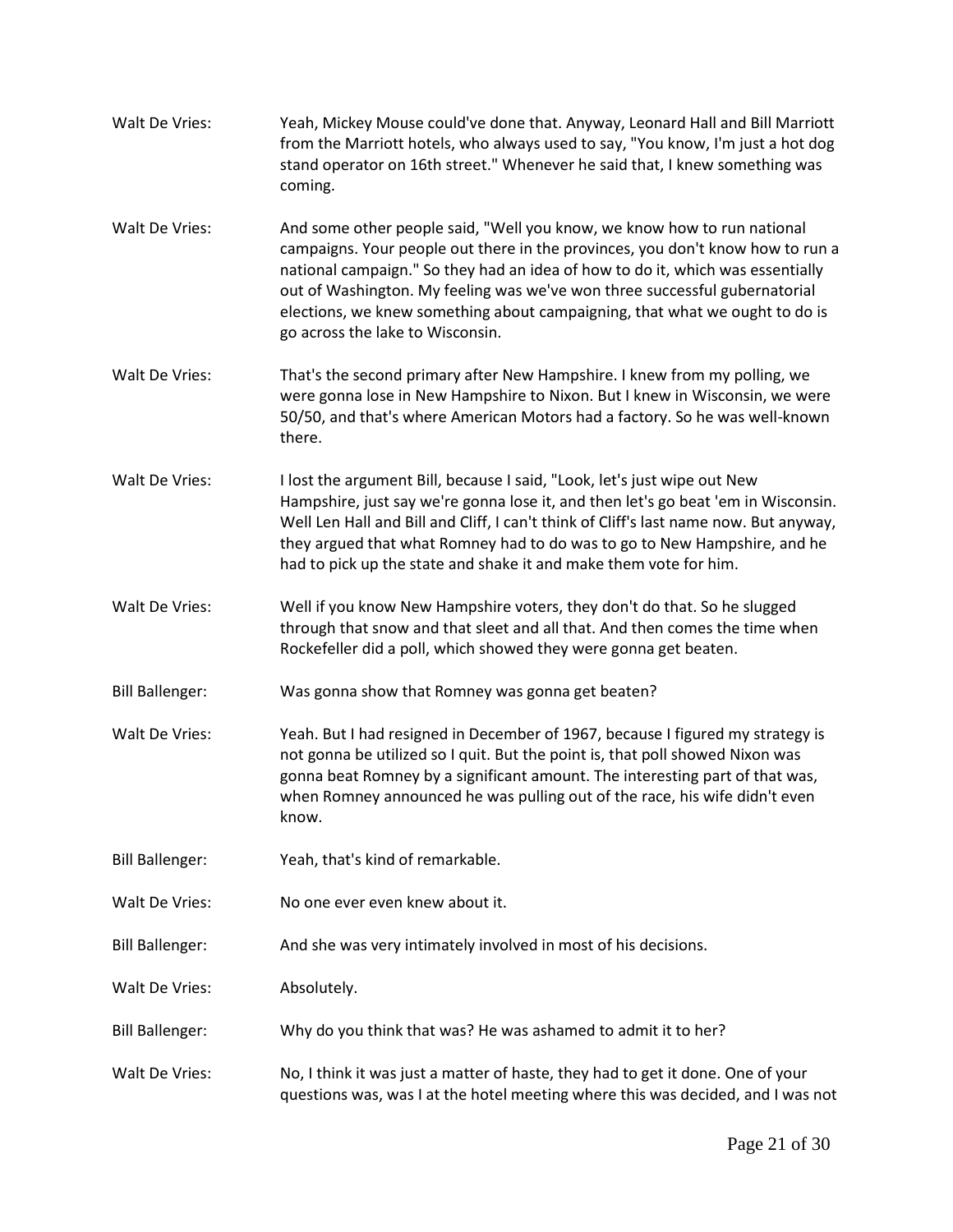Walt De Vries: Yeah, Mickey Mouse could've done that. Anyway, Leonard Hall and Bill Marriott from the Marriott hotels, who always used to say, "You know, I'm just a hot dog stand operator on 16th street." Whenever he said that, I knew something was coming.

Walt De Vries: And some other people said, "Well you know, we know how to run national campaigns. Your people out there in the provinces, you don't know how to run a national campaign." So they had an idea of how to do it, which was essentially out of Washington. My feeling was we've won three successful gubernatorial elections, we knew something about campaigning, that what we ought to do is go across the lake to Wisconsin.

Walt De Vries: That's the second primary after New Hampshire. I knew from my polling, we were gonna lose in New Hampshire to Nixon. But I knew in Wisconsin, we were 50/50, and that's where American Motors had a factory. So he was well-known there.

Walt De Vries: I lost the argument Bill, because I said, "Look, let's just wipe out New Hampshire, just say we're gonna lose it, and then let's go beat 'em in Wisconsin. Well Len Hall and Bill and Cliff, I can't think of Cliff's last name now. But anyway, they argued that what Romney had to do was to go to New Hampshire, and he had to pick up the state and shake it and make them vote for him.

Walt De Vries: Well if you know New Hampshire voters, they don't do that. So he slugged through that snow and that sleet and all that. And then comes the time when Rockefeller did a poll, which showed they were gonna get beaten.

Bill Ballenger: Was gonna show that Romney was gonna get beaten?

Walt De Vries: Yeah. But I had resigned in December of 1967, because I figured my strategy is not gonna be utilized so I quit. But the point is, that poll showed Nixon was gonna beat Romney by a significant amount. The interesting part of that was, when Romney announced he was pulling out of the race, his wife didn't even know.

Bill Ballenger: Yeah, that's kind of remarkable.

Walt De Vries: No one ever even knew about it.

Bill Ballenger: And she was very intimately involved in most of his decisions.

Walt De Vries: Absolutely.

Bill Ballenger: Why do you think that was? He was ashamed to admit it to her?

Walt De Vries: No, I think it was just a matter of haste, they had to get it done. One of your questions was, was I at the hotel meeting where this was decided, and I was not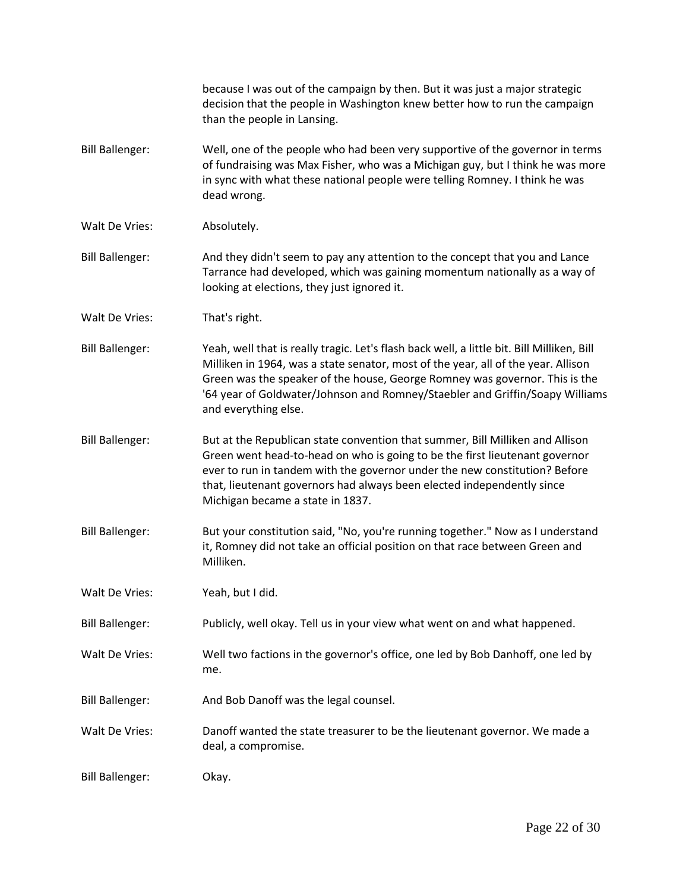because I was out of the campaign by then. But it was just a major strategic decision that the people in Washington knew better how to run the campaign than the people in Lansing.

**Bill Ballenger:** Well, one of the people who had been very supportive of the governor in terms of fundraising was Max Fisher, who was a Michigan guy, but I think he was more in sync with what these national people were telling Romney. I think he was dead wrong.

**Walt De Vries:** Absolutely.

**Bill Ballenger:** And they didn't seem to pay any attention to the concept that you and Lance Tarrance had developed, which was gaining momentum nationally as a way of looking at elections, they just ignored it.

**Walt De Vries:** That's right.

**Bill Ballenger:** Yeah, well that is really tragic. Let's flash back well, a little bit. Bill Milliken, Bill Milliken in 1964, was a state senator, most of the year, all of the year. Allison Green was the speaker of the house, George Romney was governor. This is the '64 year of Goldwater/Johnson and Romney/Staebler and Griffin/Soapy Williams and everything else.

**Bill Ballenger:** But at the Republican state convention that summer, Bill Milliken and Allison Green went head-to-head on who is going to be the first lieutenant governor ever to run in tandem with the governor under the new constitution? Before that, lieutenant governors had always been elected independently since Michigan became a state in 1837.

**Bill Ballenger:** But your constitution said, "No, you're running together." Now as I understand it, Romney did not take an official position on that race between Green and Milliken.

**Walt De Vries:** Yeah, but I did.

**Bill Ballenger:** Publicly, well okay. Tell us in your view what went on and what happened.

**Walt De Vries:** Well two factions in the governor's office, one led by Bob Danhoff, one led by me.

**Bill Ballenger:** And Bob Danoff was the legal counsel.

**Walt De Vries:** Danoff wanted the state treasurer to be the lieutenant governor. We made a deal, a compromise.

**Bill Ballenger:** Okay.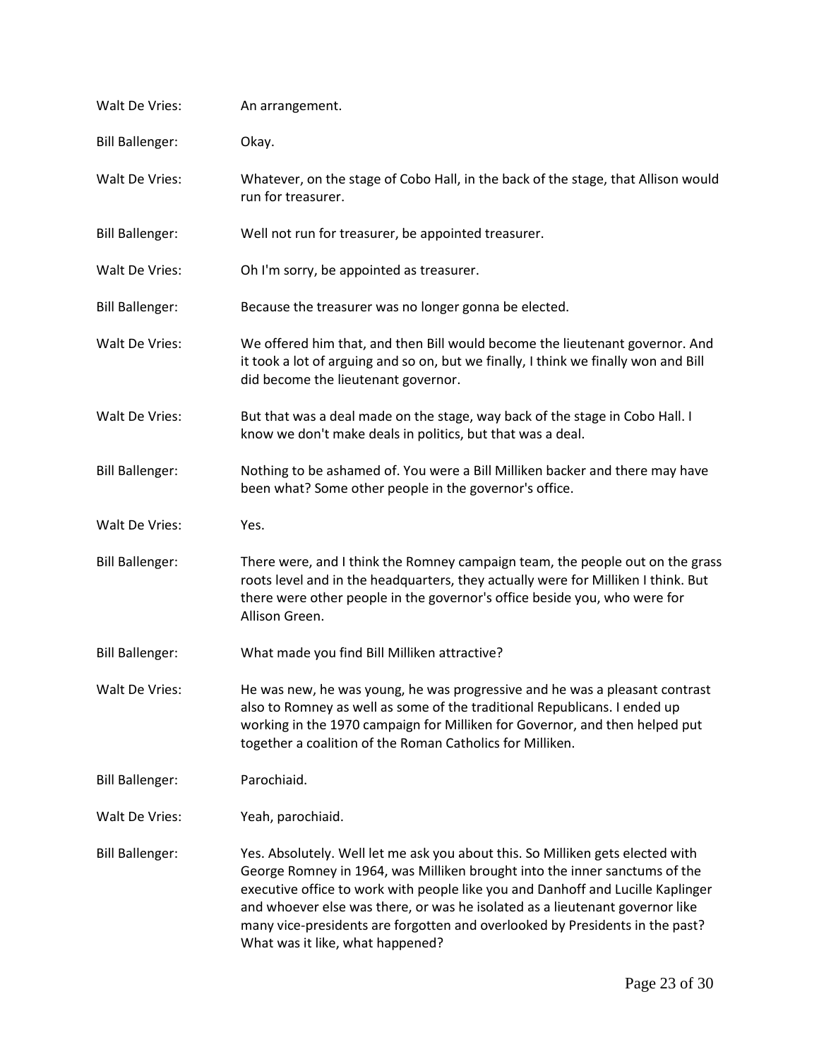Walt De Vries: An arrangement.

Bill Ballenger: Okay.

Walt De Vries: Whatever, on the stage of Cobo Hall, in the back of the stage, that Allison would run for treasurer.

Bill Ballenger: Well not run for treasurer, be appointed treasurer.

Walt De Vries: Oh I'm sorry, be appointed as treasurer.

Bill Ballenger: Because the treasurer was no longer gonna be elected.

Walt De Vries: We offered him that, and then Bill would become the lieutenant governor. And it took a lot of arguing and so on, but we finally, I think we finally won and Bill did become the lieutenant governor.

Walt De Vries: But that was a deal made on the stage, way back of the stage in Cobo Hall. I know we don't make deals in politics, but that was a deal.

Bill Ballenger: Nothing to be ashamed of. You were a Bill Milliken backer and there may have been what? Some other people in the governor's office.

Walt De Vries: Yes.

Bill Ballenger: There were, and I think the Romney campaign team, the people out on the grass roots level and in the headquarters, they actually were for Milliken I think. But there were other people in the governor's office beside you, who were for Allison Green.

Bill Ballenger: What made you find Bill Milliken attractive?

Walt De Vries: He was new, he was young, he was progressive and he was a pleasant contrast also to Romney as well as some of the traditional Republicans. I ended up working in the 1970 campaign for Milliken for Governor, and then helped put together a coalition of the Roman Catholics for Milliken.

Bill Ballenger: Parochiaid.

Walt De Vries: Yeah, parochiaid.

Bill Ballenger: Yes. Absolutely. Well let me ask you about this. So Milliken gets elected with George Romney in 1964, was Milliken brought into the inner sanctums of the executive office to work with people like you and Danhoff and Lucille Kaplinger and whoever else was there, or was he isolated as a lieutenant governor like many vice-presidents are forgotten and overlooked by Presidents in the past? What was it like, what happened?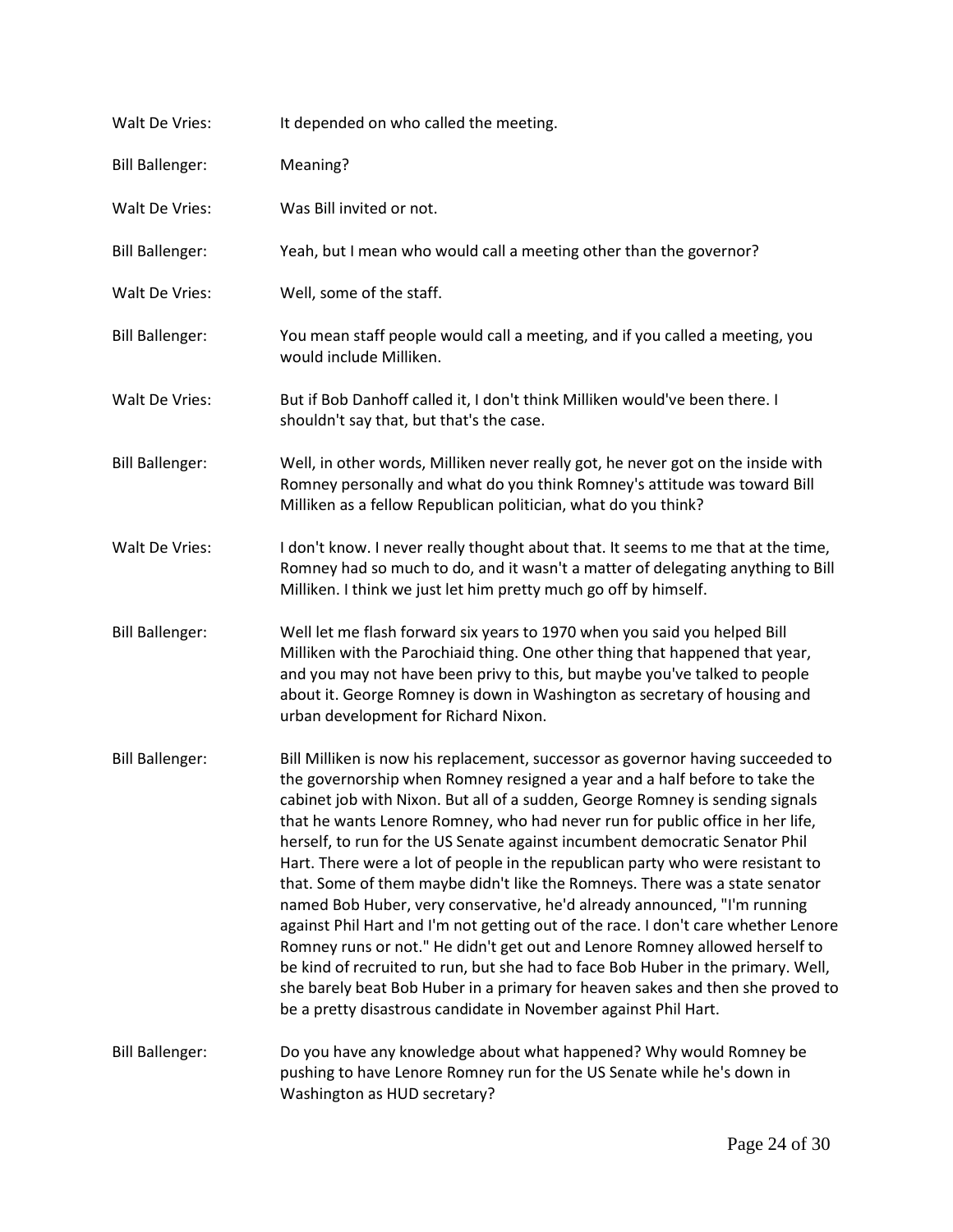**Walt De Vries:** It depended on who called the meeting.

**Bill Ballenger:** Meaning?

**Walt De Vries:** Was Bill invited or not.

**Bill Ballenger:** Yeah, but I mean who would call a meeting other than the governor?

**Walt De Vries:** Well, some of the staff.

**Bill Ballenger:** You mean staff people would call a meeting, and if you called a meeting, you would include Milliken.

**Walt De Vries:** But if Bob Danhoff called it, I don't think Milliken would've been there. I shouldn't say that, but that's the case.

**Bill Ballenger:** Well, in other words, Milliken never really got, he never got on the inside with Romney personally and what do you think Romney's attitude was toward Bill Milliken as a fellow Republican politician, what do you think?

**Walt De Vries:** I don't know. I never really thought about that. It seems to me that at the time, Romney had so much to do, and it wasn't a matter of delegating anything to Bill Milliken. I think we just let him pretty much go off by himself.

**Bill Ballenger:** Well let me flash forward six years to 1970 when you said you helped Bill Milliken with the Parochiaid thing. One other thing that happened that year, and you may not have been privy to this, but maybe you've talked to people about it. George Romney is down in Washington as secretary of housing and urban development for Richard Nixon.

**Bill Ballenger:** Bill Milliken is now his replacement, successor as governor having succeeded to the governorship when Romney resigned a year and a half before to take the cabinet job with Nixon. But all of a sudden, George Romney is sending signals that he wants Lenore Romney, who had never run for public office in her life, herself, to run for the US Senate against incumbent democratic Senator Phil Hart. There were a lot of people in the republican party who were resistant to that. Some of them maybe didn't like the Romneys. There was a state senator named Bob Huber, very conservative, he'd already announced, "I'm running against Phil Hart and I'm not getting out of the race. I don't care whether Lenore Romney runs or not." He didn't get out and Lenore Romney allowed herself to be kind of recruited to run, but she had to face Bob Huber in the primary. Well, she barely beat Bob Huber in a primary for heaven sakes and then she proved to be a pretty disastrous candidate in November against Phil Hart.

**Bill Ballenger:** Do you have any knowledge about what happened? Why would Romney be pushing to have Lenore Romney run for the US Senate while he's down in Washington as HUD secretary?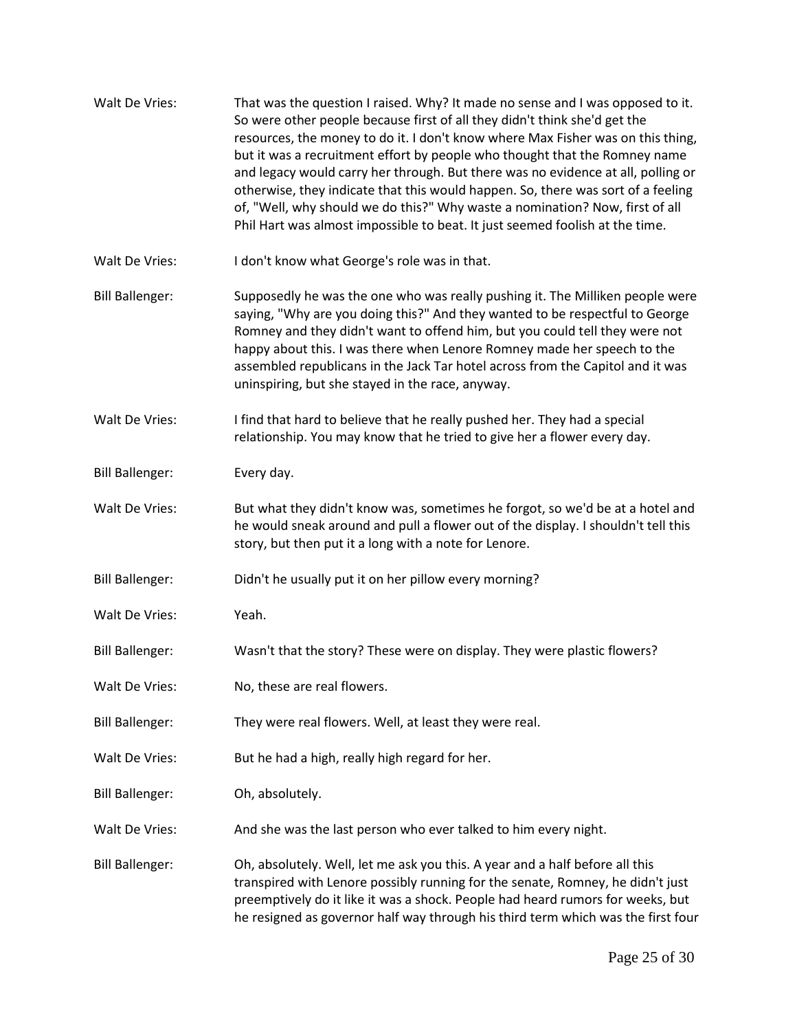Walt De Vries: That was the question I raised. Why? It made no sense and I was opposed to it. So were other people because first of all they didn't think she'd get the resources, the money to do it. I don't know where Max Fisher was on this thing, but it was a recruitment effort by people who thought that the Romney name and legacy would carry her through. But there was no evidence at all, polling or otherwise, they indicate that this would happen. So, there was sort of a feeling of, "Well, why should we do this?" Why waste a nomination? Now, first of all Phil Hart was almost impossible to beat. It just seemed foolish at the time.

Walt De Vries: I don't know what George's role was in that.

Bill Ballenger: Supposedly he was the one who was really pushing it. The Milliken people were saying, "Why are you doing this?" And they wanted to be respectful to George Romney and they didn't want to offend him, but you could tell they were not happy about this. I was there when Lenore Romney made her speech to the assembled republicans in the Jack Tar hotel across from the Capitol and it was uninspiring, but she stayed in the race, anyway.

Walt De Vries: I find that hard to believe that he really pushed her. They had a special relationship. You may know that he tried to give her a flower every day.

Bill Ballenger: Every day.

Walt De Vries: But what they didn't know was, sometimes he forgot, so we'd be at a hotel and he would sneak around and pull a flower out of the display. I shouldn't tell this story, but then put it a long with a note for Lenore.

Bill Ballenger: Didn't he usually put it on her pillow every morning?

Walt De Vries: Yeah.

Bill Ballenger: Wasn't that the story? These were on display. They were plastic flowers?

Walt De Vries: No, these are real flowers.

Bill Ballenger: They were real flowers. Well, at least they were real.

Walt De Vries: But he had a high, really high regard for her.

Bill Ballenger: Oh, absolutely.

Walt De Vries: And she was the last person who ever talked to him every night.

Bill Ballenger: Oh, absolutely. Well, let me ask you this. A year and a half before all this transpired with Lenore possibly running for the senate, Romney, he didn't just preemptively do it like it was a shock. People had heard rumors for weeks, but he resigned as governor half way through his third term which was the first four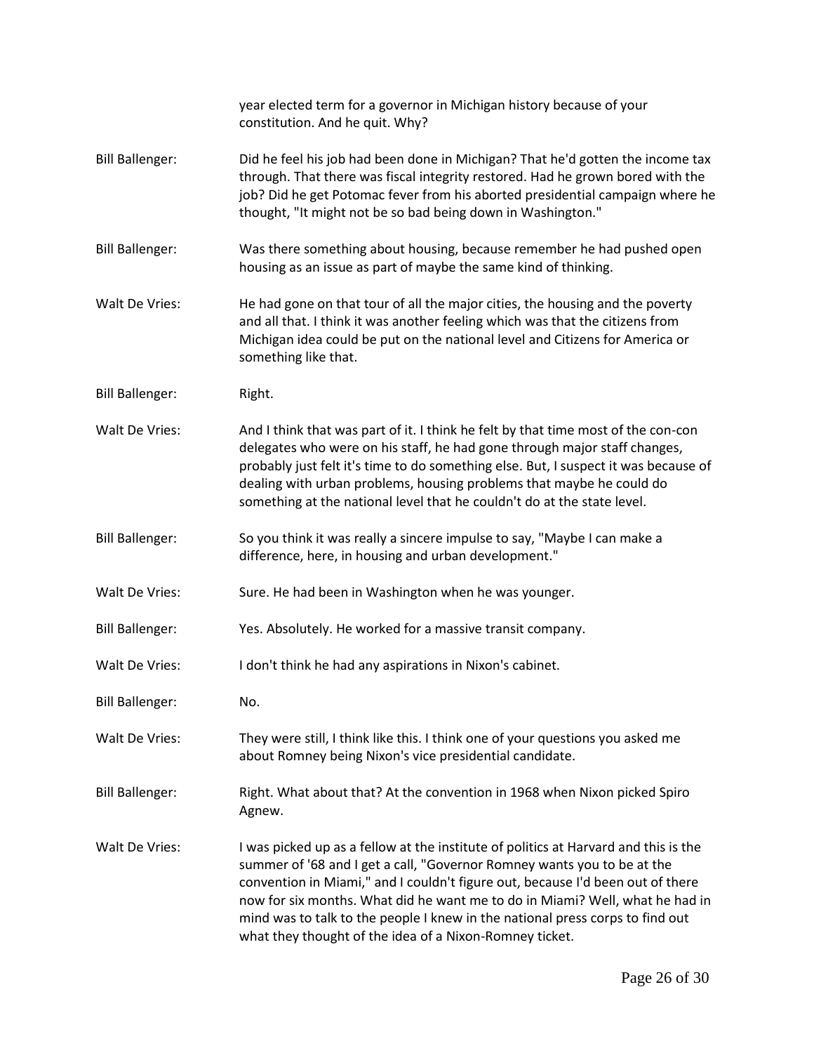year elected term for a governor in Michigan history because of your constitution. And he quit. Why?

**Bill Ballenger:** Did he feel his job had been done in Michigan? That he'd gotten the income tax through. That there was fiscal integrity restored. Had he grown bored with the job? Did he get Potomac fever from his aborted presidential campaign where he thought, "It might not be so bad being down in Washington."

**Bill Ballenger:** Was there something about housing, because remember he had pushed open housing as an issue as part of maybe the same kind of thinking.

**Walt De Vries:** He had gone on that tour of all the major cities, the housing and the poverty and all that. I think it was another feeling which was that the citizens from Michigan idea could be put on the national level and Citizens for America or something like that.

**Bill Ballenger:** Right.

**Walt De Vries:** And I think that was part of it. I think he felt by that time most of the con-con delegates who were on his staff, he had gone through major staff changes, probably just felt it's time to do something else. But, I suspect it was because of dealing with urban problems, housing problems that maybe he could do something at the national level that he couldn't do at the state level.

**Bill Ballenger:** So you think it was really a sincere impulse to say, "Maybe I can make a difference, here, in housing and urban development."

**Walt De Vries:** Sure. He had been in Washington when he was younger.

**Bill Ballenger:** Yes. Absolutely. He worked for a massive transit company.

**Walt De Vries:** I don't think he had any aspirations in Nixon's cabinet.

**Bill Ballenger:** No.

**Walt De Vries:** They were still, I think like this. I think one of your questions you asked me about Romney being Nixon's vice presidential candidate.

**Bill Ballenger:** Right. What about that? At the convention in 1968 when Nixon picked Spiro Agnew.

**Walt De Vries:** I was picked up as a fellow at the institute of politics at Harvard and this is the summer of '68 and I get a call, "Governor Romney wants you to be at the convention in Miami," and I couldn't figure out, because I'd been out of there now for six months. What did he want me to do in Miami? Well, what he had in mind was to talk to the people I knew in the national press corps to find out what they thought of the idea of a Nixon-Romney ticket.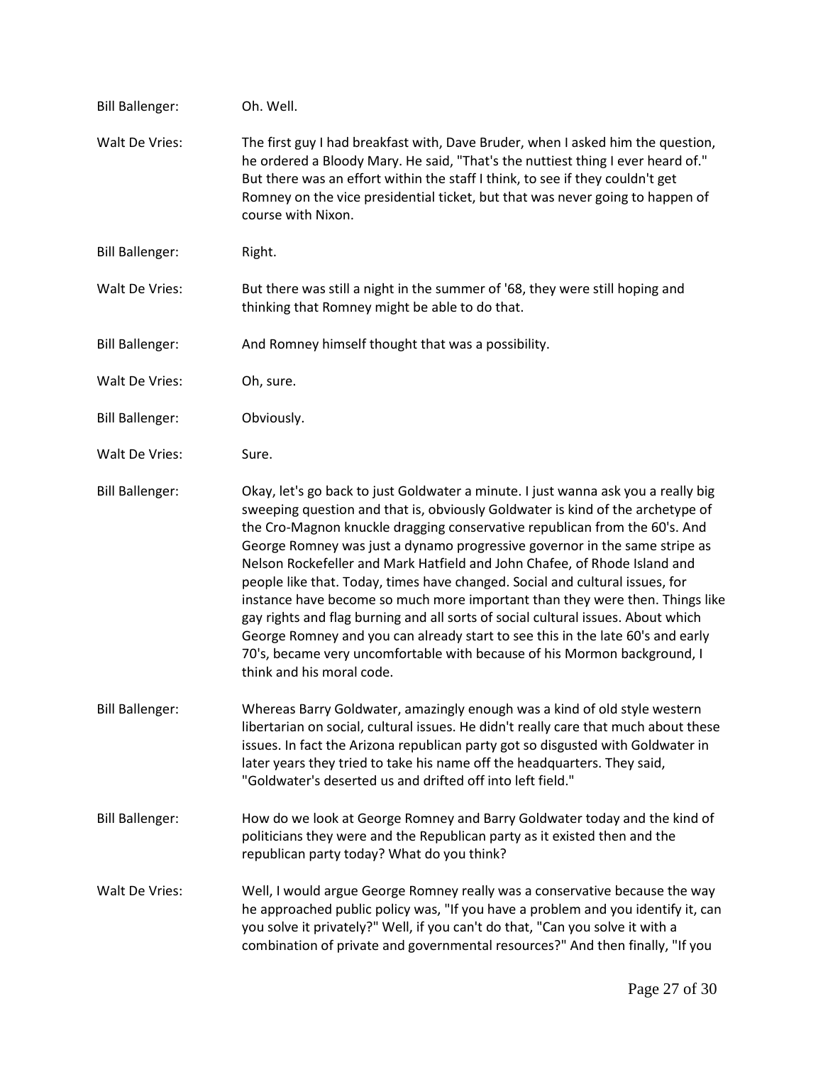Bill Ballenger: Oh. Well.

Walt De Vries: The first guy I had breakfast with, Dave Bruder, when I asked him the question, he ordered a Bloody Mary. He said, "That's the nuttiest thing I ever heard of." But there was an effort within the staff I think, to see if they couldn't get Romney on the vice presidential ticket, but that was never going to happen of course with Nixon.

Bill Ballenger: Right.

Walt De Vries: But there was still a night in the summer of '68, they were still hoping and thinking that Romney might be able to do that.

Bill Ballenger: And Romney himself thought that was a possibility.

Walt De Vries: Oh, sure.

Bill Ballenger: Obviously.

Walt De Vries: Sure.

Bill Ballenger: Okay, let's go back to just Goldwater a minute. I just wanna ask you a really big sweeping question and that is, obviously Goldwater is kind of the archetype of the Cro-Magnon knuckle dragging conservative republican from the 60's. And George Romney was just a dynamo progressive governor in the same stripe as Nelson Rockefeller and Mark Hatfield and John Chafee, of Rhode Island and people like that. Today, times have changed. Social and cultural issues, for instance have become so much more important than they were then. Things like gay rights and flag burning and all sorts of social cultural issues. About which George Romney and you can already start to see this in the late 60's and early 70's, became very uncomfortable with because of his Mormon background, I think and his moral code.

Bill Ballenger: Whereas Barry Goldwater, amazingly enough was a kind of old style western libertarian on social, cultural issues. He didn't really care that much about these issues. In fact the Arizona republican party got so disgusted with Goldwater in later years they tried to take his name off the headquarters. They said, "Goldwater's deserted us and drifted off into left field."

Bill Ballenger: How do we look at George Romney and Barry Goldwater today and the kind of politicians they were and the Republican party as it existed then and the republican party today? What do you think?

Walt De Vries: Well, I would argue George Romney really was a conservative because the way he approached public policy was, "If you have a problem and you identify it, can you solve it privately?" Well, if you can't do that, "Can you solve it with a combination of private and governmental resources?" And then finally, "If you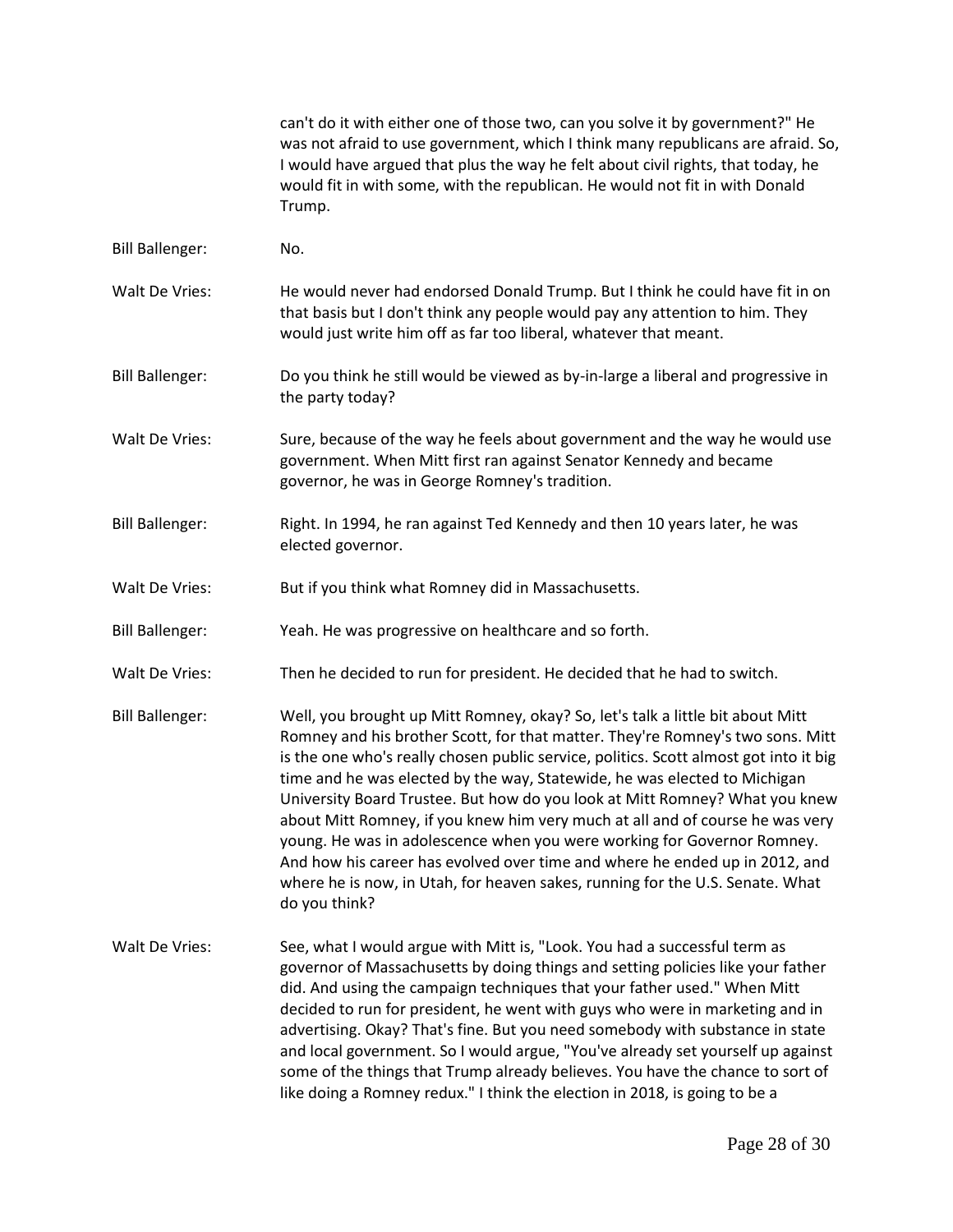can't do it with either one of those two, can you solve it by government?" He was not afraid to use government, which I think many republicans are afraid. So, I would have argued that plus the way he felt about civil rights, that today, he would fit in with some, with the republican. He would not fit in with Donald Trump.

**Bill Ballenger:** No.

**Walt De Vries:** He would never had endorsed Donald Trump. But I think he could have fit in on that basis but I don't think any people would pay any attention to him. They would just write him off as far too liberal, whatever that meant.

**Bill Ballenger:** Do you think he still would be viewed as by-in-large a liberal and progressive in the party today?

**Walt De Vries:** Sure, because of the way he feels about government and the way he would use government. When Mitt first ran against Senator Kennedy and became governor, he was in George Romney's tradition.

**Bill Ballenger:** Right. In 1994, he ran against Ted Kennedy and then 10 years later, he was elected governor.

**Walt De Vries:** But if you think what Romney did in Massachusetts.

**Bill Ballenger:** Yeah. He was progressive on healthcare and so forth.

**Walt De Vries:** Then he decided to run for president. He decided that he had to switch.

**Bill Ballenger:** Well, you brought up Mitt Romney, okay? So, let's talk a little bit about Mitt Romney and his brother Scott, for that matter. They're Romney's two sons. Mitt is the one who's really chosen public service, politics. Scott almost got into it big time and he was elected by the way, Statewide, he was elected to Michigan University Board Trustee. But how do you look at Mitt Romney? What you knew about Mitt Romney, if you knew him very much at all and of course he was very young. He was in adolescence when you were working for Governor Romney. And how his career has evolved over time and where he ended up in 2012, and where he is now, in Utah, for heaven sakes, running for the U.S. Senate. What do you think?

**Walt De Vries:** See, what I would argue with Mitt is, "Look. You had a successful term as governor of Massachusetts by doing things and setting policies like your father did. And using the campaign techniques that your father used." When Mitt decided to run for president, he went with guys who were in marketing and in advertising. Okay? That's fine. But you need somebody with substance in state and local government. So I would argue, "You've already set yourself up against some of the things that Trump already believes. You have the chance to sort of like doing a Romney redux." I think the election in 2018, is going to be a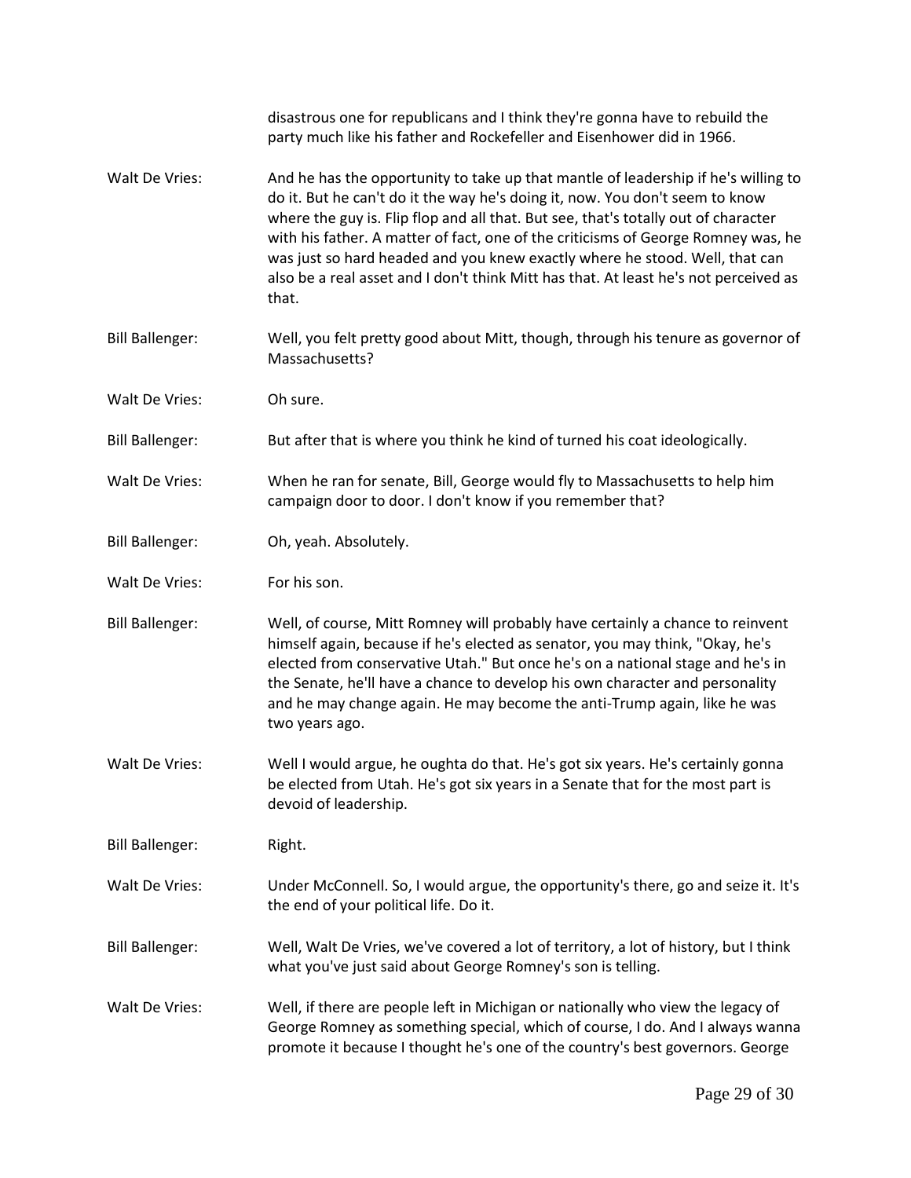disastrous one for republicans and I think they're gonna have to rebuild the party much like his father and Rockefeller and Eisenhower did in 1966.

**Walt De Vries:** And he has the opportunity to take up that mantle of leadership if he's willing to do it. But he can't do it the way he's doing it, now. You don't seem to know where the guy is. Flip flop and all that. But see, that's totally out of character with his father. A matter of fact, one of the criticisms of George Romney was, he was just so hard headed and you knew exactly where he stood. Well, that can also be a real asset and I don't think Mitt has that. At least he's not perceived as that.

**Bill Ballenger:** Well, you felt pretty good about Mitt, though, through his tenure as governor of Massachusetts?

**Walt De Vries:** Oh sure.

**Bill Ballenger:** But after that is where you think he kind of turned his coat ideologically.

**Walt De Vries:** When he ran for senate, Bill, George would fly to Massachusetts to help him campaign door to door. I don't know if you remember that?

**Bill Ballenger:** Oh, yeah. Absolutely.

**Walt De Vries:** For his son.

**Bill Ballenger:** Well, of course, Mitt Romney will probably have certainly a chance to reinvent himself again, because if he's elected as senator, you may think, "Okay, he's elected from conservative Utah." But once he's on a national stage and he's in the Senate, he'll have a chance to develop his own character and personality and he may change again. He may become the anti-Trump again, like he was two years ago.

**Walt De Vries:** Well I would argue, he oughta do that. He's got six years. He's certainly gonna be elected from Utah. He's got six years in a Senate that for the most part is devoid of leadership.

**Bill Ballenger:** Right.

**Walt De Vries:** Under McConnell. So, I would argue, the opportunity's there, go and seize it. It's the end of your political life. Do it.

**Bill Ballenger:** Well, Walt De Vries, we've covered a lot of territory, a lot of history, but I think what you've just said about George Romney's son is telling.

**Walt De Vries:** Well, if there are people left in Michigan or nationally who view the legacy of George Romney as something special, which of course, I do. And I always wanna promote it because I thought he's one of the country's best governors. George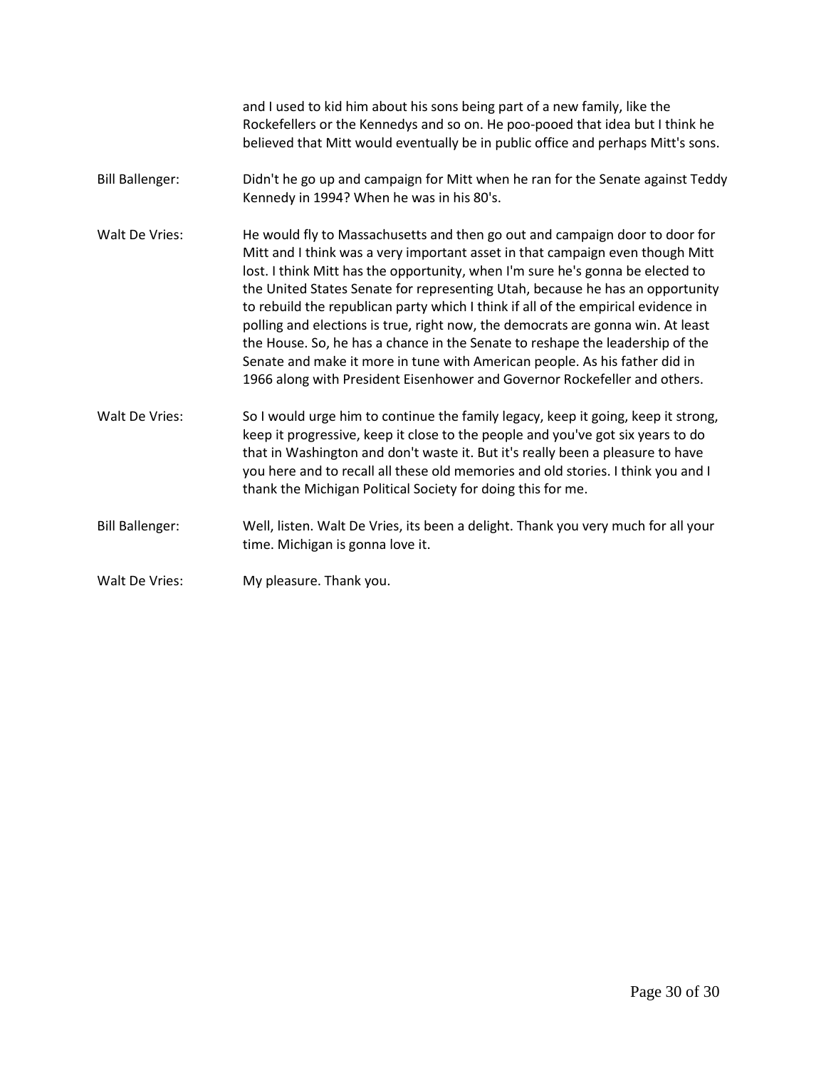and I used to kid him about his sons being part of a new family, like the Rockefellers or the Kennedys and so on. He poo-pooed that idea but I think he believed that Mitt would eventually be in public office and perhaps Mitt's sons.

Bill Ballenger: Didn't he go up and campaign for Mitt when he ran for the Senate against Teddy Kennedy in 1994? When he was in his 80's.

Walt De Vries: He would fly to Massachusetts and then go out and campaign door to door for Mitt and I think was a very important asset in that campaign even though Mitt lost. I think Mitt has the opportunity, when I'm sure he's gonna be elected to the United States Senate for representing Utah, because he has an opportunity to rebuild the republican party which I think if all of the empirical evidence in polling and elections is true, right now, the democrats are gonna win. At least the House. So, he has a chance in the Senate to reshape the leadership of the Senate and make it more in tune with American people. As his father did in 1966 along with President Eisenhower and Governor Rockefeller and others.

Walt De Vries: So I would urge him to continue the family legacy, keep it going, keep it strong, keep it progressive, keep it close to the people and you've got six years to do that in Washington and don't waste it. But it's really been a pleasure to have you here and to recall all these old memories and old stories. I think you and I thank the Michigan Political Society for doing this for me.

Bill Ballenger: Well, listen. Walt De Vries, its been a delight. Thank you very much for all your time. Michigan is gonna love it.

Walt De Vries: My pleasure. Thank you.